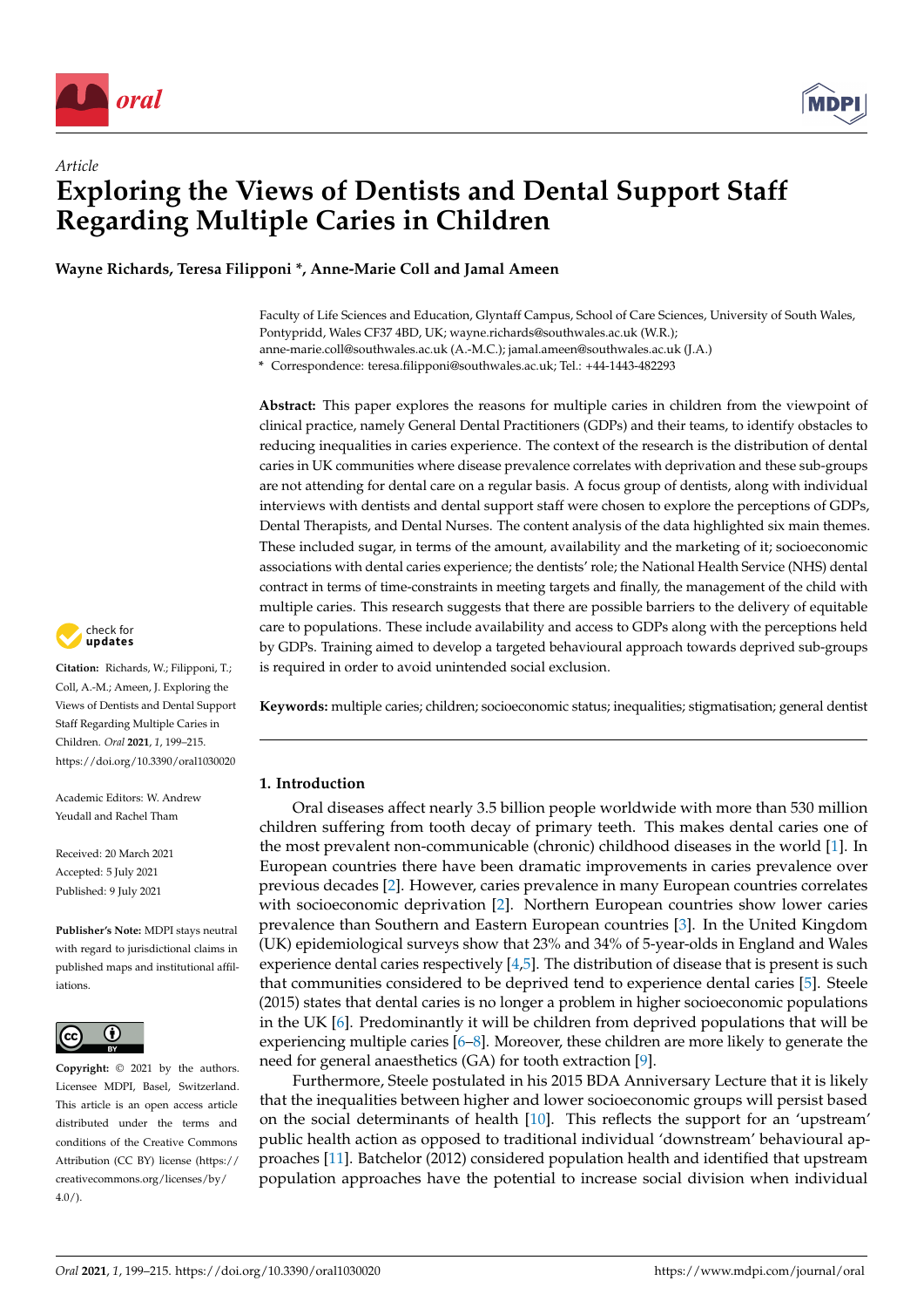*Article*

# Exploring the Views of Dentists and Dental Support Staff Regarding Multiple Caries in Children

**Wayne Richards, Teresa Filipponi \*, Anne-Marie Coll and Jamal Ameen**

Faculty of Life Sciences and Education, Glyntaff Campus, School of Care Sciences, University of South Wales, Pontypridd, Wales CF37 4BD, UK; wayne.richards@southwales.ac.uk (W.R.); anne-marie.coll@southwales.ac.uk (A.-M.C.); jamal.ameen@southwales.ac.uk (J.A.)
\* Correspondence: teresa.filipponi@southwales.ac.uk; Tel.: +44-1443-482293

**Citation:** Richards, W.; Filipponi, T.; Coll, A.-M.; Ameen, J. Exploring the Views of Dentists and Dental Support Staff Regarding Multiple Caries in Children. *Oral* **2021**, *1*, 199–215. https://doi.org/10.3390/oral1030020

Academic Editors: W. Andrew Yeudall and Rachel Tham

Received: 20 March 2021
Accepted: 5 July 2021
Published: 9 July 2021

**Publisher's Note:** MDPI stays neutral with regard to jurisdictional claims in published maps and institutional affiliations.

**Copyright:** © 2021 by the authors. Licensee MDPI, Basel, Switzerland. This article is an open access article distributed under the terms and conditions of the Creative Commons Attribution (CC BY) license (https://creativecommons.org/licenses/by/4.0/).

**Abstract:** This paper explores the reasons for multiple caries in children from the viewpoint of clinical practice, namely General Dental Practitioners (GDPs) and their teams, to identify obstacles to reducing inequalities in caries experience. The context of the research is the distribution of dental caries in UK communities where disease prevalence correlates with deprivation and these sub-groups are not attending for dental care on a regular basis. A focus group of dentists, along with individual interviews with dentists and dental support staff were chosen to explore the perceptions of GDPs, Dental Therapists, and Dental Nurses. The content analysis of the data highlighted six main themes. These included sugar, in terms of the amount, availability and the marketing of it; socioeconomic associations with dental caries experience; the dentists' role; the National Health Service (NHS) dental contract in terms of time-constraints in meeting targets and finally, the management of the child with multiple caries. This research suggests that there are possible barriers to the delivery of equitable care to populations. These include availability and access to GDPs along with the perceptions held by GDPs. Training aimed to develop a targeted behavioural approach towards deprived sub-groups is required in order to avoid unintended social exclusion.

**Keywords:** multiple caries; children; socioeconomic status; inequalities; stigmatisation; general dentist

## 1. Introduction

Oral diseases affect nearly 3.5 billion people worldwide with more than 530 million children suffering from tooth decay of primary teeth. This makes dental caries one of the most prevalent non-communicable (chronic) childhood diseases in the world [1]. In European countries there have been dramatic improvements in caries prevalence over previous decades [2]. However, caries prevalence in many European countries correlates with socioeconomic deprivation [2]. Northern European countries show lower caries prevalence than Southern and Eastern European countries [3]. In the United Kingdom (UK) epidemiological surveys show that 23% and 34% of 5-year-olds in England and Wales experience dental caries respectively [4,5]. The distribution of disease that is present is such that communities considered to be deprived tend to experience dental caries [5]. Steele (2015) states that dental caries is no longer a problem in higher socioeconomic populations in the UK [6]. Predominantly it will be children from deprived populations that will be experiencing multiple caries [6–8]. Moreover, these children are more likely to generate the need for general anaesthetics (GA) for tooth extraction [9].

Furthermore, Steele postulated in his 2015 BDA Anniversary Lecture that it is likely that the inequalities between higher and lower socioeconomic groups will persist based on the social determinants of health [10]. This reflects the support for an 'upstream' public health action as opposed to traditional individual 'downstream' behavioural approaches [11]. Batchelor (2012) considered population health and identified that upstream population approaches have the potential to increase social division when individual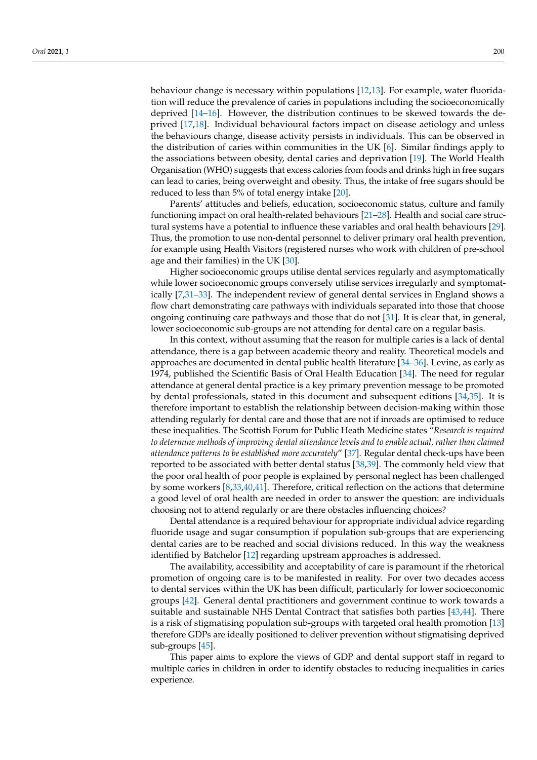behaviour change is necessary within populations [12,13]. For example, water fluoridation will reduce the prevalence of caries in populations including the socioeconomically deprived [14–16]. However, the distribution continues to be skewed towards the deprived [17,18]. Individual behavioural factors impact on disease aetiology and unless the behaviours change, disease activity persists in individuals. This can be observed in the distribution of caries within communities in the UK [6]. Similar findings apply to the associations between obesity, dental caries and deprivation [19]. The World Health Organisation (WHO) suggests that excess calories from foods and drinks high in free sugars can lead to caries, being overweight and obesity. Thus, the intake of free sugars should be reduced to less than 5% of total energy intake [20].

Parents' attitudes and beliefs, education, socioeconomic status, culture and family functioning impact on oral health-related behaviours [21–28]. Health and social care structural systems have a potential to influence these variables and oral health behaviours [29]. Thus, the promotion to use non-dental personnel to deliver primary oral health prevention, for example using Health Visitors (registered nurses who work with children of pre-school age and their families) in the UK [30].

Higher socioeconomic groups utilise dental services regularly and asymptomatically while lower socioeconomic groups conversely utilise services irregularly and symptomatically [7,31–33]. The independent review of general dental services in England shows a flow chart demonstrating care pathways with individuals separated into those that choose ongoing continuing care pathways and those that do not [31]. It is clear that, in general, lower socioeconomic sub-groups are not attending for dental care on a regular basis.

In this context, without assuming that the reason for multiple caries is a lack of dental attendance, there is a gap between academic theory and reality. Theoretical models and approaches are documented in dental public health literature [34–36]. Levine, as early as 1974, published the Scientific Basis of Oral Health Education [34]. The need for regular attendance at general dental practice is a key primary prevention message to be promoted by dental professionals, stated in this document and subsequent editions [34,35]. It is therefore important to establish the relationship between decision-making within those attending regularly for dental care and those that are not if inroads are optimised to reduce these inequalities. The Scottish Forum for Public Heath Medicine states "*Research is required to determine methods of improving dental attendance levels and to enable actual, rather than claimed attendance patterns to be established more accurately*" [37]. Regular dental check-ups have been reported to be associated with better dental status [38,39]. The commonly held view that the poor oral health of poor people is explained by personal neglect has been challenged by some workers [8,33,40,41]. Therefore, critical reflection on the actions that determine a good level of oral health are needed in order to answer the question: are individuals choosing not to attend regularly or are there obstacles influencing choices?

Dental attendance is a required behaviour for appropriate individual advice regarding fluoride usage and sugar consumption if population sub-groups that are experiencing dental caries are to be reached and social divisions reduced. In this way the weakness identified by Batchelor [12] regarding upstream approaches is addressed.

The availability, accessibility and acceptability of care is paramount if the rhetorical promotion of ongoing care is to be manifested in reality. For over two decades access to dental services within the UK has been difficult, particularly for lower socioeconomic groups [42]. General dental practitioners and government continue to work towards a suitable and sustainable NHS Dental Contract that satisfies both parties [43,44]. There is a risk of stigmatising population sub-groups with targeted oral health promotion [13] therefore GDPs are ideally positioned to deliver prevention without stigmatising deprived sub-groups [45].

This paper aims to explore the views of GDP and dental support staff in regard to multiple caries in children in order to identify obstacles to reducing inequalities in caries experience.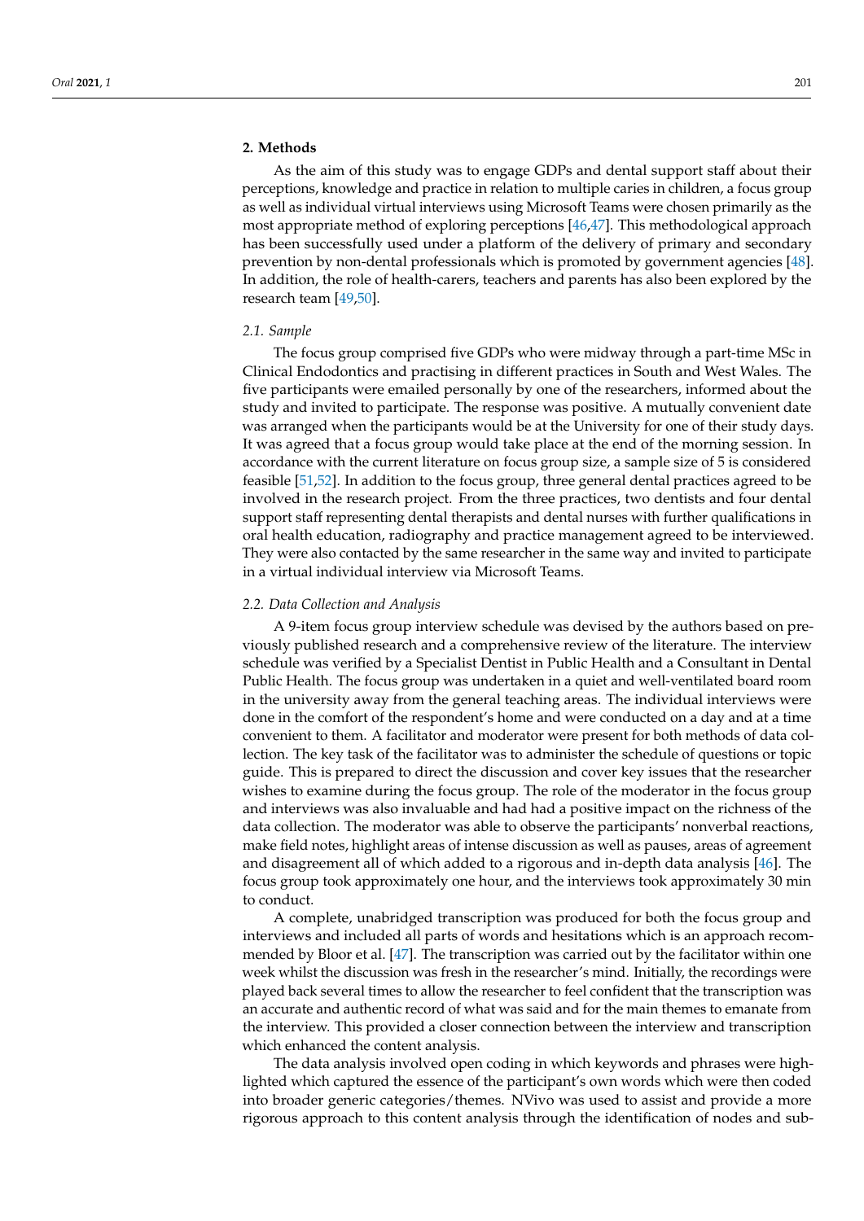## 2. Methods

As the aim of this study was to engage GDPs and dental support staff about their perceptions, knowledge and practice in relation to multiple caries in children, a focus group as well as individual virtual interviews using Microsoft Teams were chosen primarily as the most appropriate method of exploring perceptions [46,47]. This methodological approach has been successfully used under a platform of the delivery of primary and secondary prevention by non-dental professionals which is promoted by government agencies [48]. In addition, the role of health-carers, teachers and parents has also been explored by the research team [49,50].

### 2.1. Sample

The focus group comprised five GDPs who were midway through a part-time MSc in Clinical Endodontics and practising in different practices in South and West Wales. The five participants were emailed personally by one of the researchers, informed about the study and invited to participate. The response was positive. A mutually convenient date was arranged when the participants would be at the University for one of their study days. It was agreed that a focus group would take place at the end of the morning session. In accordance with the current literature on focus group size, a sample size of 5 is considered feasible [51,52]. In addition to the focus group, three general dental practices agreed to be involved in the research project. From the three practices, two dentists and four dental support staff representing dental therapists and dental nurses with further qualifications in oral health education, radiography and practice management agreed to be interviewed. They were also contacted by the same researcher in the same way and invited to participate in a virtual individual interview via Microsoft Teams.

### 2.2. Data Collection and Analysis

A 9-item focus group interview schedule was devised by the authors based on previously published research and a comprehensive review of the literature. The interview schedule was verified by a Specialist Dentist in Public Health and a Consultant in Dental Public Health. The focus group was undertaken in a quiet and well-ventilated board room in the university away from the general teaching areas. The individual interviews were done in the comfort of the respondent's home and were conducted on a day and at a time convenient to them. A facilitator and moderator were present for both methods of data collection. The key task of the facilitator was to administer the schedule of questions or topic guide. This is prepared to direct the discussion and cover key issues that the researcher wishes to examine during the focus group. The role of the moderator in the focus group and interviews was also invaluable and had had a positive impact on the richness of the data collection. The moderator was able to observe the participants' nonverbal reactions, make field notes, highlight areas of intense discussion as well as pauses, areas of agreement and disagreement all of which added to a rigorous and in-depth data analysis [46]. The focus group took approximately one hour, and the interviews took approximately 30 min to conduct.

A complete, unabridged transcription was produced for both the focus group and interviews and included all parts of words and hesitations which is an approach recommended by Bloor et al. [47]. The transcription was carried out by the facilitator within one week whilst the discussion was fresh in the researcher's mind. Initially, the recordings were played back several times to allow the researcher to feel confident that the transcription was an accurate and authentic record of what was said and for the main themes to emanate from the interview. This provided a closer connection between the interview and transcription which enhanced the content analysis.

The data analysis involved open coding in which keywords and phrases were highlighted which captured the essence of the participant's own words which were then coded into broader generic categories/themes. NVivo was used to assist and provide a more rigorous approach to this content analysis through the identification of nodes and sub-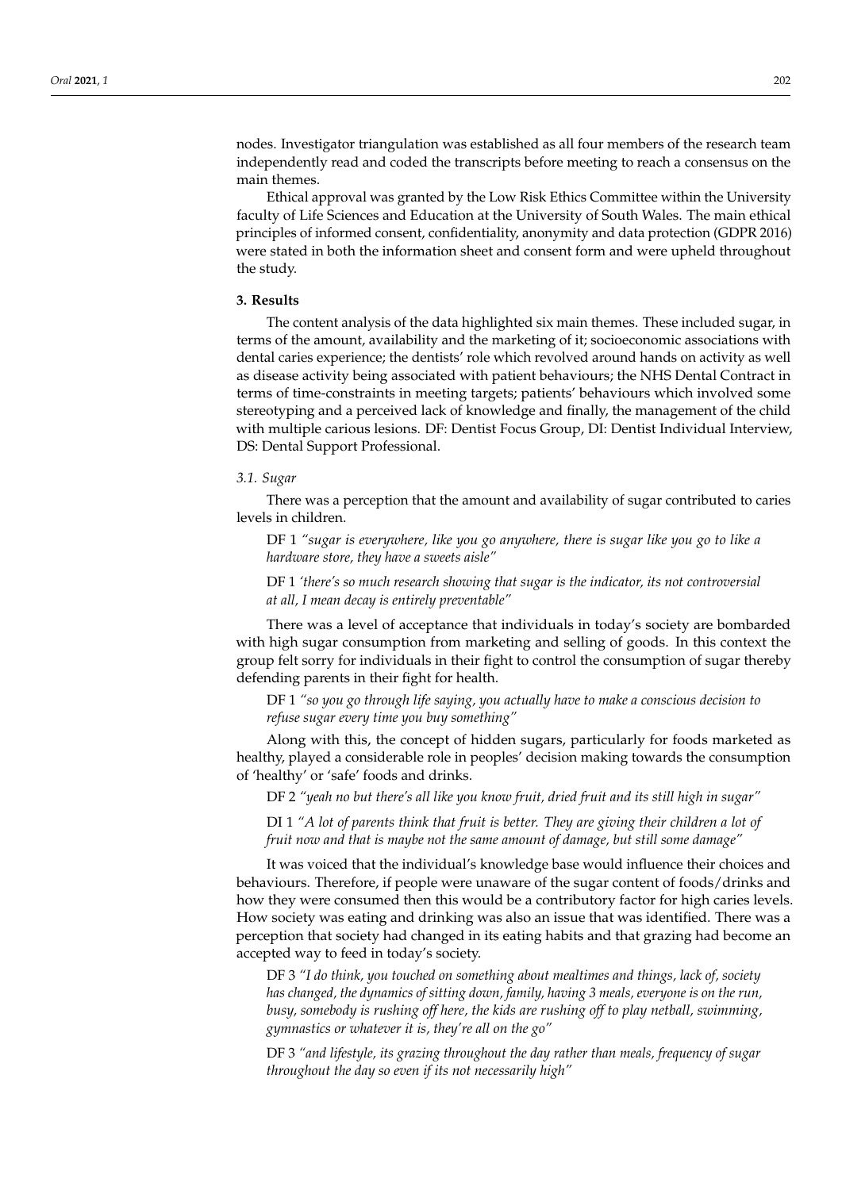nodes. Investigator triangulation was established as all four members of the research team independently read and coded the transcripts before meeting to reach a consensus on the main themes.

Ethical approval was granted by the Low Risk Ethics Committee within the University faculty of Life Sciences and Education at the University of South Wales. The main ethical principles of informed consent, confidentiality, anonymity and data protection (GDPR 2016) were stated in both the information sheet and consent form and were upheld throughout the study.

## 3. Results

The content analysis of the data highlighted six main themes. These included sugar, in terms of the amount, availability and the marketing of it; socioeconomic associations with dental caries experience; the dentists' role which revolved around hands on activity as well as disease activity being associated with patient behaviours; the NHS Dental Contract in terms of time-constraints in meeting targets; patients' behaviours which involved some stereotyping and a perceived lack of knowledge and finally, the management of the child with multiple carious lesions. DF: Dentist Focus Group, DI: Dentist Individual Interview, DS: Dental Support Professional.

### *3.1. Sugar*

There was a perception that the amount and availability of sugar contributed to caries levels in children.

> DF 1 *"sugar is everywhere, like you go anywhere, there is sugar like you go to like a hardware store, they have a sweets aisle"*

> DF 1 *'there's so much research showing that sugar is the indicator, its not controversial at all, I mean decay is entirely preventable"*

There was a level of acceptance that individuals in today's society are bombarded with high sugar consumption from marketing and selling of goods. In this context the group felt sorry for individuals in their fight to control the consumption of sugar thereby defending parents in their fight for health.

> DF 1 *"so you go through life saying, you actually have to make a conscious decision to refuse sugar every time you buy something"*

Along with this, the concept of hidden sugars, particularly for foods marketed as healthy, played a considerable role in peoples' decision making towards the consumption of 'healthy' or 'safe' foods and drinks.

> DF 2 *"yeah no but there's all like you know fruit, dried fruit and its still high in sugar"*

> DI 1 *"A lot of parents think that fruit is better. They are giving their children a lot of fruit now and that is maybe not the same amount of damage, but still some damage"*

It was voiced that the individual's knowledge base would influence their choices and behaviours. Therefore, if people were unaware of the sugar content of foods/drinks and how they were consumed then this would be a contributory factor for high caries levels. How society was eating and drinking was also an issue that was identified. There was a perception that society had changed in its eating habits and that grazing had become an accepted way to feed in today's society.

> DF 3 *"I do think, you touched on something about mealtimes and things, lack of, society has changed, the dynamics of sitting down, family, having 3 meals, everyone is on the run, busy, somebody is rushing off here, the kids are rushing off to play netball, swimming, gymnastics or whatever it is, they're all on the go"*

> DF 3 *"and lifestyle, its grazing throughout the day rather than meals, frequency of sugar throughout the day so even if its not necessarily high"*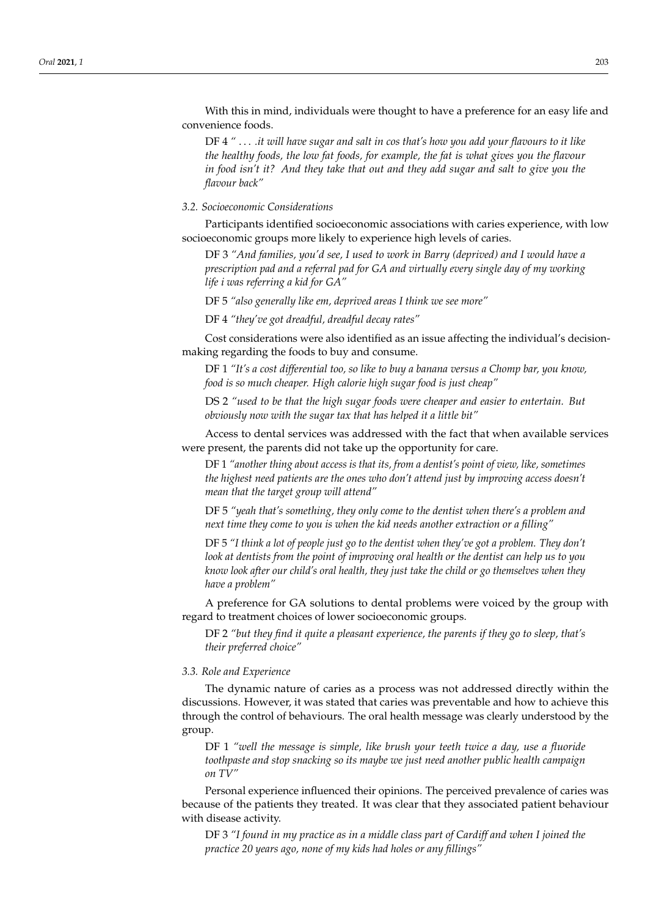With this in mind, individuals were thought to have a preference for an easy life and convenience foods.

> DF 4 *" . . . .it will have sugar and salt in cos that's how you add your flavours to it like the healthy foods, the low fat foods, for example, the fat is what gives you the flavour in food isn't it? And they take that out and they add sugar and salt to give you the flavour back"*

### *3.2. Socioeconomic Considerations*

Participants identified socioeconomic associations with caries experience, with low socioeconomic groups more likely to experience high levels of caries.

> DF 3 *"And families, you'd see, I used to work in Barry (deprived) and I would have a prescription pad and a referral pad for GA and virtually every single day of my working life i was referring a kid for GA"*

> DF 5 *"also generally like em, deprived areas I think we see more"*

> DF 4 *"they've got dreadful, dreadful decay rates"*

Cost considerations were also identified as an issue affecting the individual's decision-making regarding the foods to buy and consume.

> DF 1 *"It's a cost differential too, so like to buy a banana versus a Chomp bar, you know, food is so much cheaper. High calorie high sugar food is just cheap"*

> DS 2 *"used to be that the high sugar foods were cheaper and easier to entertain. But obviously now with the sugar tax that has helped it a little bit"*

Access to dental services was addressed with the fact that when available services were present, the parents did not take up the opportunity for care.

> DF 1 *"another thing about access is that its, from a dentist's point of view, like, sometimes the highest need patients are the ones who don't attend just by improving access doesn't mean that the target group will attend"*

> DF 5 *"yeah that's something, they only come to the dentist when there's a problem and next time they come to you is when the kid needs another extraction or a filling"*

> DF 5 *"I think a lot of people just go to the dentist when they've got a problem. They don't look at dentists from the point of improving oral health or the dentist can help us to you know look after our child's oral health, they just take the child or go themselves when they have a problem"*

A preference for GA solutions to dental problems were voiced by the group with regard to treatment choices of lower socioeconomic groups.

> DF 2 *"but they find it quite a pleasant experience, the parents if they go to sleep, that's their preferred choice"*

### *3.3. Role and Experience*

The dynamic nature of caries as a process was not addressed directly within the discussions. However, it was stated that caries was preventable and how to achieve this through the control of behaviours. The oral health message was clearly understood by the group.

> DF 1 *"well the message is simple, like brush your teeth twice a day, use a fluoride toothpaste and stop snacking so its maybe we just need another public health campaign on TV"*

Personal experience influenced their opinions. The perceived prevalence of caries was because of the patients they treated. It was clear that they associated patient behaviour with disease activity.

> DF 3 *"I found in my practice as in a middle class part of Cardiff and when I joined the practice 20 years ago, none of my kids had holes or any fillings"*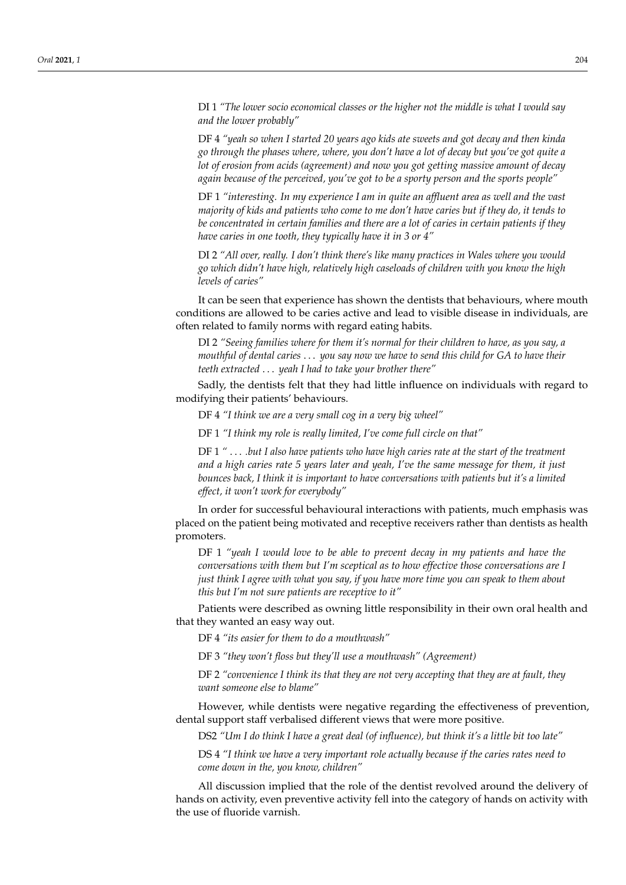DI 1 *"The lower socio economical classes or the higher not the middle is what I would say and the lower probably"*

DF 4 *"yeah so when I started 20 years ago kids ate sweets and got decay and then kinda go through the phases where, where, you don't have a lot of decay but you've got quite a lot of erosion from acids (agreement) and now you got getting massive amount of decay again because of the perceived, you've got to be a sporty person and the sports people"*

DF 1 *"interesting. In my experience I am in quite an affluent area as well and the vast majority of kids and patients who come to me don't have caries but if they do, it tends to be concentrated in certain families and there are a lot of caries in certain patients if they have caries in one tooth, they typically have it in 3 or 4"*

DI 2 *"All over, really. I don't think there's like many practices in Wales where you would go which didn't have high, relatively high caseloads of children with you know the high levels of caries"*

It can be seen that experience has shown the dentists that behaviours, where mouth conditions are allowed to be caries active and lead to visible disease in individuals, are often related to family norms with regard eating habits.

DI 2 *"Seeing families where for them it's normal for their children to have, as you say, a mouthful of dental caries ... you say now we have to send this child for GA to have their teeth extracted ... yeah I had to take your brother there"*

Sadly, the dentists felt that they had little influence on individuals with regard to modifying their patients' behaviours.

DF 4 *"I think we are a very small cog in a very big wheel"*

DF 1 *"I think my role is really limited, I've come full circle on that"*

DF 1 *" .... but I also have patients who have high caries rate at the start of the treatment and a high caries rate 5 years later and yeah, I've the same message for them, it just bounces back, I think it is important to have conversations with patients but it's a limited effect, it won't work for everybody"*

In order for successful behavioural interactions with patients, much emphasis was placed on the patient being motivated and receptive receivers rather than dentists as health promoters.

DF 1 *"yeah I would love to be able to prevent decay in my patients and have the conversations with them but I'm sceptical as to how effective those conversations are I just think I agree with what you say, if you have more time you can speak to them about this but I'm not sure patients are receptive to it"*

Patients were described as owning little responsibility in their own oral health and that they wanted an easy way out.

DF 4 *"its easier for them to do a mouthwash"*

DF 3 *"they won't floss but they'll use a mouthwash" (Agreement)*

DF 2 *"convenience I think its that they are not very accepting that they are at fault, they want someone else to blame"*

However, while dentists were negative regarding the effectiveness of prevention, dental support staff verbalised different views that were more positive.

DS2 *"Um I do think I have a great deal (of influence), but think it's a little bit too late"*

DS 4 *"I think we have a very important role actually because if the caries rates need to come down in the, you know, children"*

All discussion implied that the role of the dentist revolved around the delivery of hands on activity, even preventive activity fell into the category of hands on activity with the use of fluoride varnish.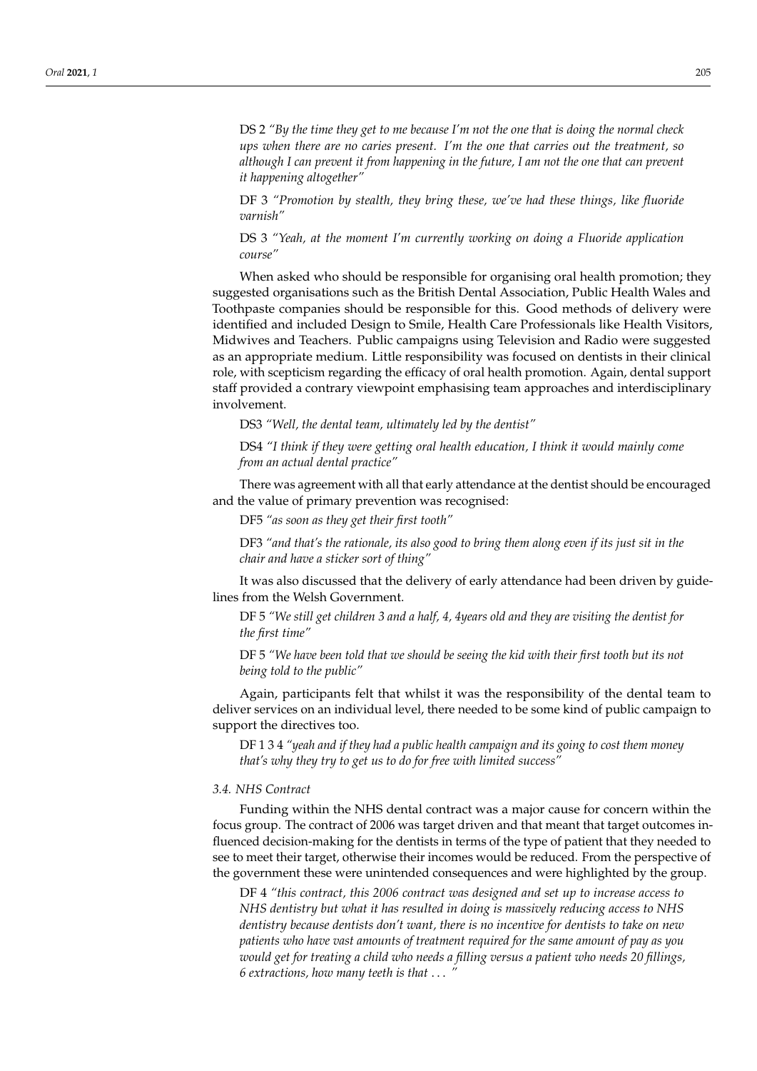DS 2 *"By the time they get to me because I'm not the one that is doing the normal check ups when there are no caries present. I'm the one that carries out the treatment, so although I can prevent it from happening in the future, I am not the one that can prevent it happening altogether"*

DF 3 *"Promotion by stealth, they bring these, we've had these things, like fluoride varnish"*

DS 3 *"Yeah, at the moment I'm currently working on doing a Fluoride application course"*

When asked who should be responsible for organising oral health promotion; they suggested organisations such as the British Dental Association, Public Health Wales and Toothpaste companies should be responsible for this. Good methods of delivery were identified and included Design to Smile, Health Care Professionals like Health Visitors, Midwives and Teachers. Public campaigns using Television and Radio were suggested as an appropriate medium. Little responsibility was focused on dentists in their clinical role, with scepticism regarding the efficacy of oral health promotion. Again, dental support staff provided a contrary viewpoint emphasising team approaches and interdisciplinary involvement.

DS3 *"Well, the dental team, ultimately led by the dentist"*

DS4 *"I think if they were getting oral health education, I think it would mainly come from an actual dental practice"*

There was agreement with all that early attendance at the dentist should be encouraged and the value of primary prevention was recognised:

DF5 *"as soon as they get their first tooth"*

DF3 *"and that's the rationale, its also good to bring them along even if its just sit in the chair and have a sticker sort of thing"*

It was also discussed that the delivery of early attendance had been driven by guidelines from the Welsh Government.

DF 5 *"We still get children 3 and a half, 4, 4years old and they are visiting the dentist for the first time"*

DF 5 *"We have been told that we should be seeing the kid with their first tooth but its not being told to the public"*

Again, participants felt that whilst it was the responsibility of the dental team to deliver services on an individual level, there needed to be some kind of public campaign to support the directives too.

DF 1 3 4 *"yeah and if they had a public health campaign and its going to cost them money that's why they try to get us to do for free with limited success"*

### 3.4. NHS Contract

Funding within the NHS dental contract was a major cause for concern within the focus group. The contract of 2006 was target driven and that meant that target outcomes influenced decision-making for the dentists in terms of the type of patient that they needed to see to meet their target, otherwise their incomes would be reduced. From the perspective of the government these were unintended consequences and were highlighted by the group.

DF 4 *"this contract, this 2006 contract was designed and set up to increase access to NHS dentistry but what it has resulted in doing is massively reducing access to NHS dentistry because dentists don't want, there is no incentive for dentists to take on new patients who have vast amounts of treatment required for the same amount of pay as you would get for treating a child who needs a filling versus a patient who needs 20 fillings, 6 extractions, how many teeth is that . . . "*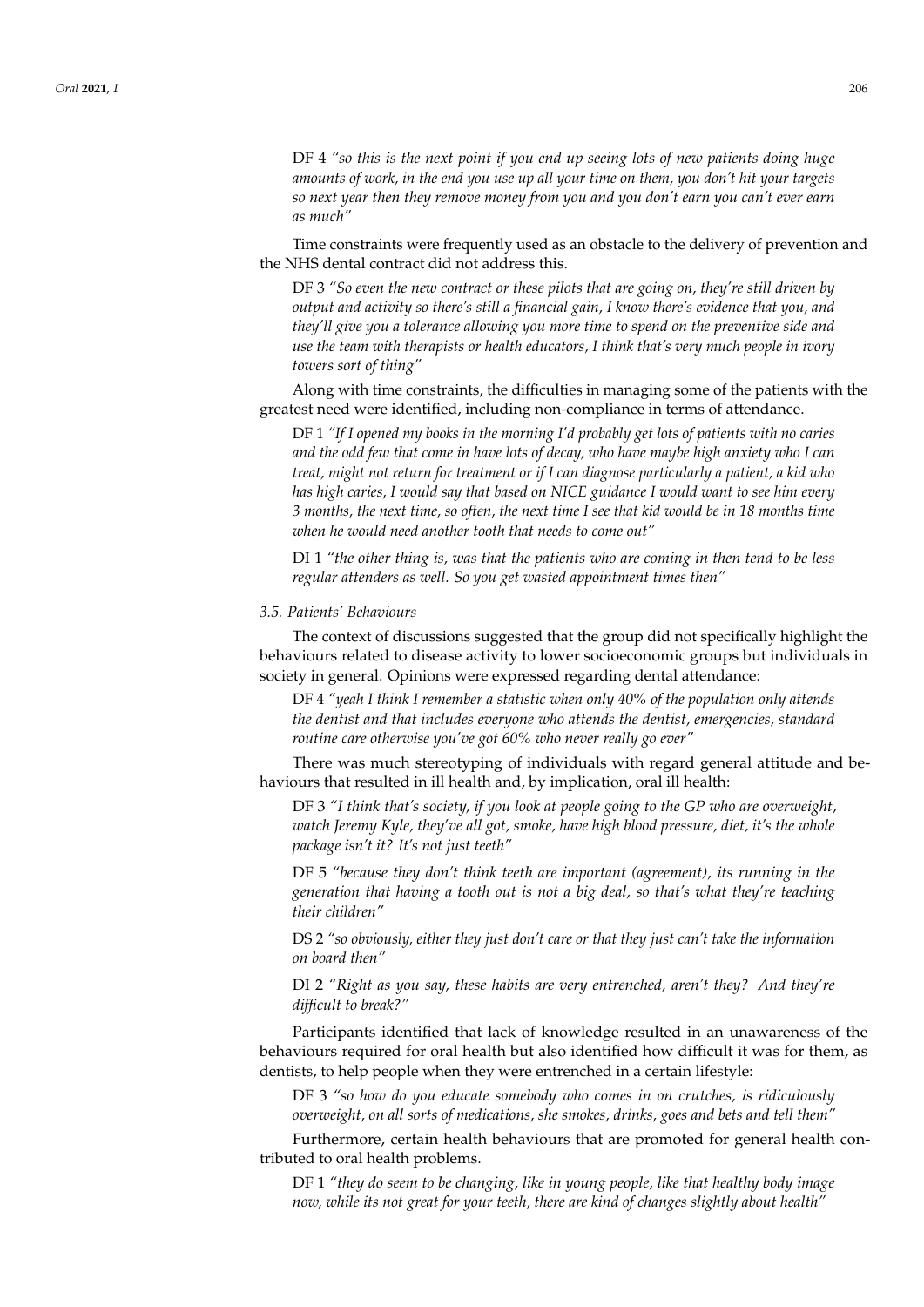DF 4 *"so this is the next point if you end up seeing lots of new patients doing huge amounts of work, in the end you use up all your time on them, you don't hit your targets so next year then they remove money from you and you don't earn you can't ever earn as much"*

Time constraints were frequently used as an obstacle to the delivery of prevention and the NHS dental contract did not address this.

DF 3 *"So even the new contract or these pilots that are going on, they're still driven by output and activity so there's still a financial gain, I know there's evidence that you, and they'll give you a tolerance allowing you more time to spend on the preventive side and use the team with therapists or health educators, I think that's very much people in ivory towers sort of thing"*

Along with time constraints, the difficulties in managing some of the patients with the greatest need were identified, including non-compliance in terms of attendance.

DF 1 *"If I opened my books in the morning I'd probably get lots of patients with no caries and the odd few that come in have lots of decay, who have maybe high anxiety who I can treat, might not return for treatment or if I can diagnose particularly a patient, a kid who has high caries, I would say that based on NICE guidance I would want to see him every 3 months, the next time, so often, the next time I see that kid would be in 18 months time when he would need another tooth that needs to come out"*

DI 1 *"the other thing is, was that the patients who are coming in then tend to be less regular attenders as well. So you get wasted appointment times then"*

### *3.5. Patients' Behaviours*

The context of discussions suggested that the group did not specifically highlight the behaviours related to disease activity to lower socioeconomic groups but individuals in society in general. Opinions were expressed regarding dental attendance:

DF 4 *"yeah I think I remember a statistic when only 40% of the population only attends the dentist and that includes everyone who attends the dentist, emergencies, standard routine care otherwise you've got 60% who never really go ever"*

There was much stereotyping of individuals with regard general attitude and behaviours that resulted in ill health and, by implication, oral ill health:

DF 3 *"I think that's society, if you look at people going to the GP who are overweight, watch Jeremy Kyle, they've all got, smoke, have high blood pressure, diet, it's the whole package isn't it? It's not just teeth"*

DF 5 *"because they don't think teeth are important (agreement), its running in the generation that having a tooth out is not a big deal, so that's what they're teaching their children"*

DS 2 *"so obviously, either they just don't care or that they just can't take the information on board then"*

DI 2 *"Right as you say, these habits are very entrenched, aren't they? And they're difficult to break?"*

Participants identified that lack of knowledge resulted in an unawareness of the behaviours required for oral health but also identified how difficult it was for them, as dentists, to help people when they were entrenched in a certain lifestyle:

DF 3 *"so how do you educate somebody who comes in on crutches, is ridiculously overweight, on all sorts of medications, she smokes, drinks, goes and bets and tell them"*

Furthermore, certain health behaviours that are promoted for general health contributed to oral health problems.

DF 1 *"they do seem to be changing, like in young people, like that healthy body image now, while its not great for your teeth, there are kind of changes slightly about health"*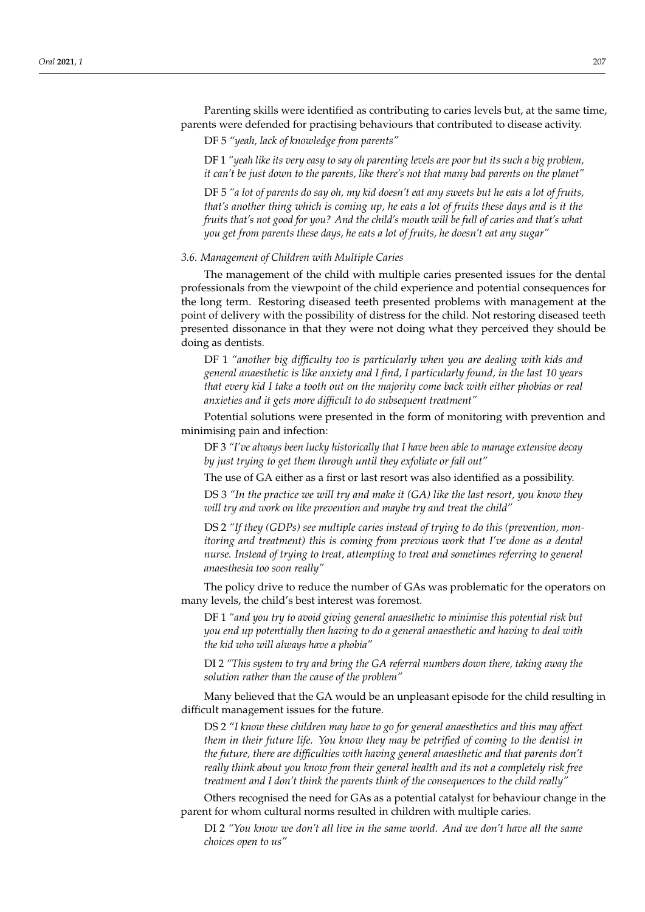Parenting skills were identified as contributing to caries levels but, at the same time, parents were defended for practising behaviours that contributed to disease activity.

DF 5 *"yeah, lack of knowledge from parents"*

DF 1 *"yeah like its very easy to say oh parenting levels are poor but its such a big problem, it can't be just down to the parents, like there's not that many bad parents on the planet"*

DF 5 *"a lot of parents do say oh, my kid doesn't eat any sweets but he eats a lot of fruits, that's another thing which is coming up, he eats a lot of fruits these days and is it the fruits that's not good for you? And the child's mouth will be full of caries and that's what you get from parents these days, he eats a lot of fruits, he doesn't eat any sugar"*

### *3.6. Management of Children with Multiple Caries*

The management of the child with multiple caries presented issues for the dental professionals from the viewpoint of the child experience and potential consequences for the long term. Restoring diseased teeth presented problems with management at the point of delivery with the possibility of distress for the child. Not restoring diseased teeth presented dissonance in that they were not doing what they perceived they should be doing as dentists.

DF 1 *"another big difficulty too is particularly when you are dealing with kids and general anaesthetic is like anxiety and I find, I particularly found, in the last 10 years that every kid I take a tooth out on the majority come back with either phobias or real anxieties and it gets more difficult to do subsequent treatment"*

Potential solutions were presented in the form of monitoring with prevention and minimising pain and infection:

DF 3 *"I've always been lucky historically that I have been able to manage extensive decay by just trying to get them through until they exfoliate or fall out"*

The use of GA either as a first or last resort was also identified as a possibility.

DS 3 *"In the practice we will try and make it (GA) like the last resort, you know they will try and work on like prevention and maybe try and treat the child"*

DS 2 *"If they (GDPs) see multiple caries instead of trying to do this (prevention, monitoring and treatment) this is coming from previous work that I've done as a dental nurse. Instead of trying to treat, attempting to treat and sometimes referring to general anaesthesia too soon really"*

The policy drive to reduce the number of GAs was problematic for the operators on many levels, the child's best interest was foremost.

DF 1 *"and you try to avoid giving general anaesthetic to minimise this potential risk but you end up potentially then having to do a general anaesthetic and having to deal with the kid who will always have a phobia"*

DI 2 *"This system to try and bring the GA referral numbers down there, taking away the solution rather than the cause of the problem"*

Many believed that the GA would be an unpleasant episode for the child resulting in difficult management issues for the future.

DS 2 *"I know these children may have to go for general anaesthetics and this may affect them in their future life. You know they may be petrified of coming to the dentist in the future, there are difficulties with having general anaesthetic and that parents don't really think about you know from their general health and its not a completely risk free treatment and I don't think the parents think of the consequences to the child really"*

Others recognised the need for GAs as a potential catalyst for behaviour change in the parent for whom cultural norms resulted in children with multiple caries.

DI 2 *"You know we don't all live in the same world. And we don't have all the same choices open to us"*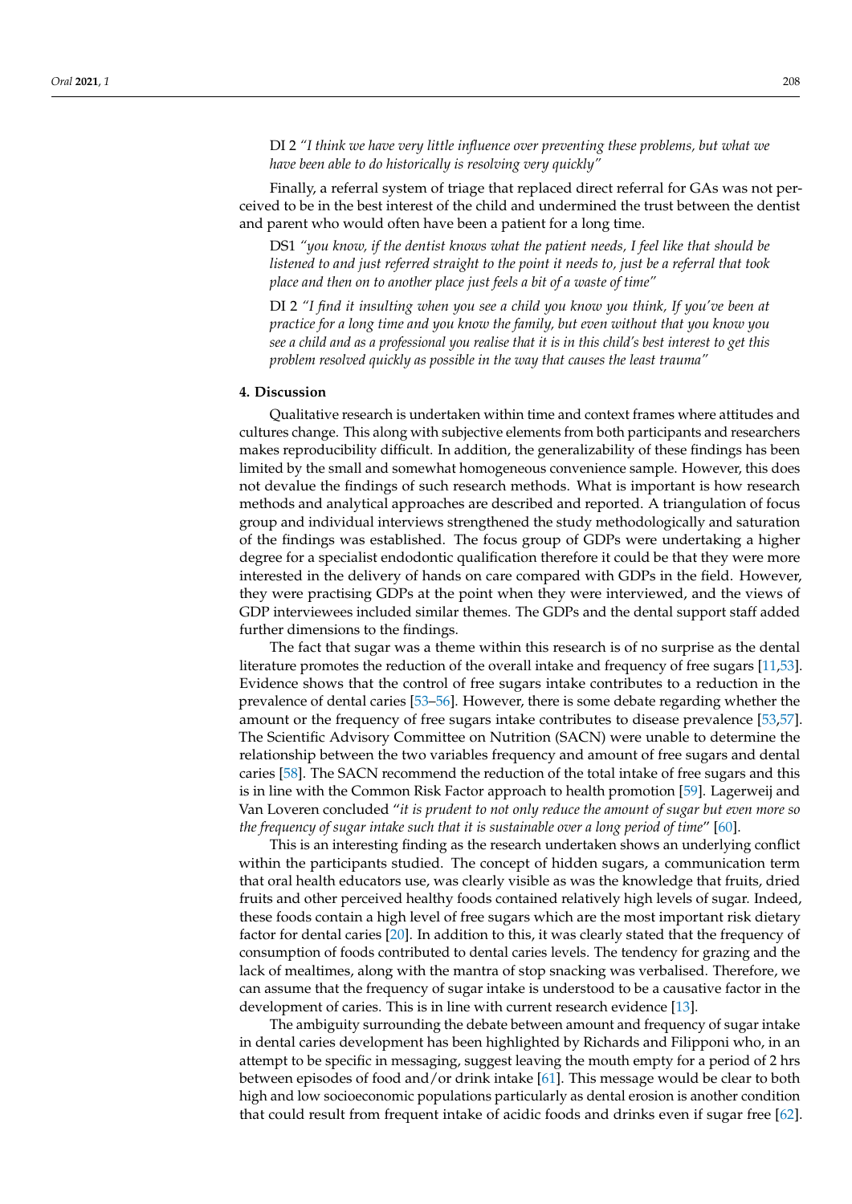DI 2 *"I think we have very little influence over preventing these problems, but what we have been able to do historically is resolving very quickly"*

Finally, a referral system of triage that replaced direct referral for GAs was not perceived to be in the best interest of the child and undermined the trust between the dentist and parent who would often have been a patient for a long time.

DS1 *"you know, if the dentist knows what the patient needs, I feel like that should be listened to and just referred straight to the point it needs to, just be a referral that took place and then on to another place just feels a bit of a waste of time"*

DI 2 *"I find it insulting when you see a child you know you think, If you've been at practice for a long time and you know the family, but even without that you know you see a child and as a professional you realise that it is in this child's best interest to get this problem resolved quickly as possible in the way that causes the least trauma"*

## 4. Discussion

Qualitative research is undertaken within time and context frames where attitudes and cultures change. This along with subjective elements from both participants and researchers makes reproducibility difficult. In addition, the generalizability of these findings has been limited by the small and somewhat homogeneous convenience sample. However, this does not devalue the findings of such research methods. What is important is how research methods and analytical approaches are described and reported. A triangulation of focus group and individual interviews strengthened the study methodologically and saturation of the findings was established. The focus group of GDPs were undertaking a higher degree for a specialist endodontic qualification therefore it could be that they were more interested in the delivery of hands on care compared with GDPs in the field. However, they were practising GDPs at the point when they were interviewed, and the views of GDP interviewees included similar themes. The GDPs and the dental support staff added further dimensions to the findings.

The fact that sugar was a theme within this research is of no surprise as the dental literature promotes the reduction of the overall intake and frequency of free sugars [11,53]. Evidence shows that the control of free sugars intake contributes to a reduction in the prevalence of dental caries [53–56]. However, there is some debate regarding whether the amount or the frequency of free sugars intake contributes to disease prevalence [53,57]. The Scientific Advisory Committee on Nutrition (SACN) were unable to determine the relationship between the two variables frequency and amount of free sugars and dental caries [58]. The SACN recommend the reduction of the total intake of free sugars and this is in line with the Common Risk Factor approach to health promotion [59]. Lagerweij and Van Loveren concluded "*it is prudent to not only reduce the amount of sugar but even more so the frequency of sugar intake such that it is sustainable over a long period of time*" [60].

This is an interesting finding as the research undertaken shows an underlying conflict within the participants studied. The concept of hidden sugars, a communication term that oral health educators use, was clearly visible as was the knowledge that fruits, dried fruits and other perceived healthy foods contained relatively high levels of sugar. Indeed, these foods contain a high level of free sugars which are the most important risk dietary factor for dental caries [20]. In addition to this, it was clearly stated that the frequency of consumption of foods contributed to dental caries levels. The tendency for grazing and the lack of mealtimes, along with the mantra of stop snacking was verbalised. Therefore, we can assume that the frequency of sugar intake is understood to be a causative factor in the development of caries. This is in line with current research evidence [13].

The ambiguity surrounding the debate between amount and frequency of sugar intake in dental caries development has been highlighted by Richards and Filipponi who, in an attempt to be specific in messaging, suggest leaving the mouth empty for a period of 2 hrs between episodes of food and/or drink intake [61]. This message would be clear to both high and low socioeconomic populations particularly as dental erosion is another condition that could result from frequent intake of acidic foods and drinks even if sugar free [62].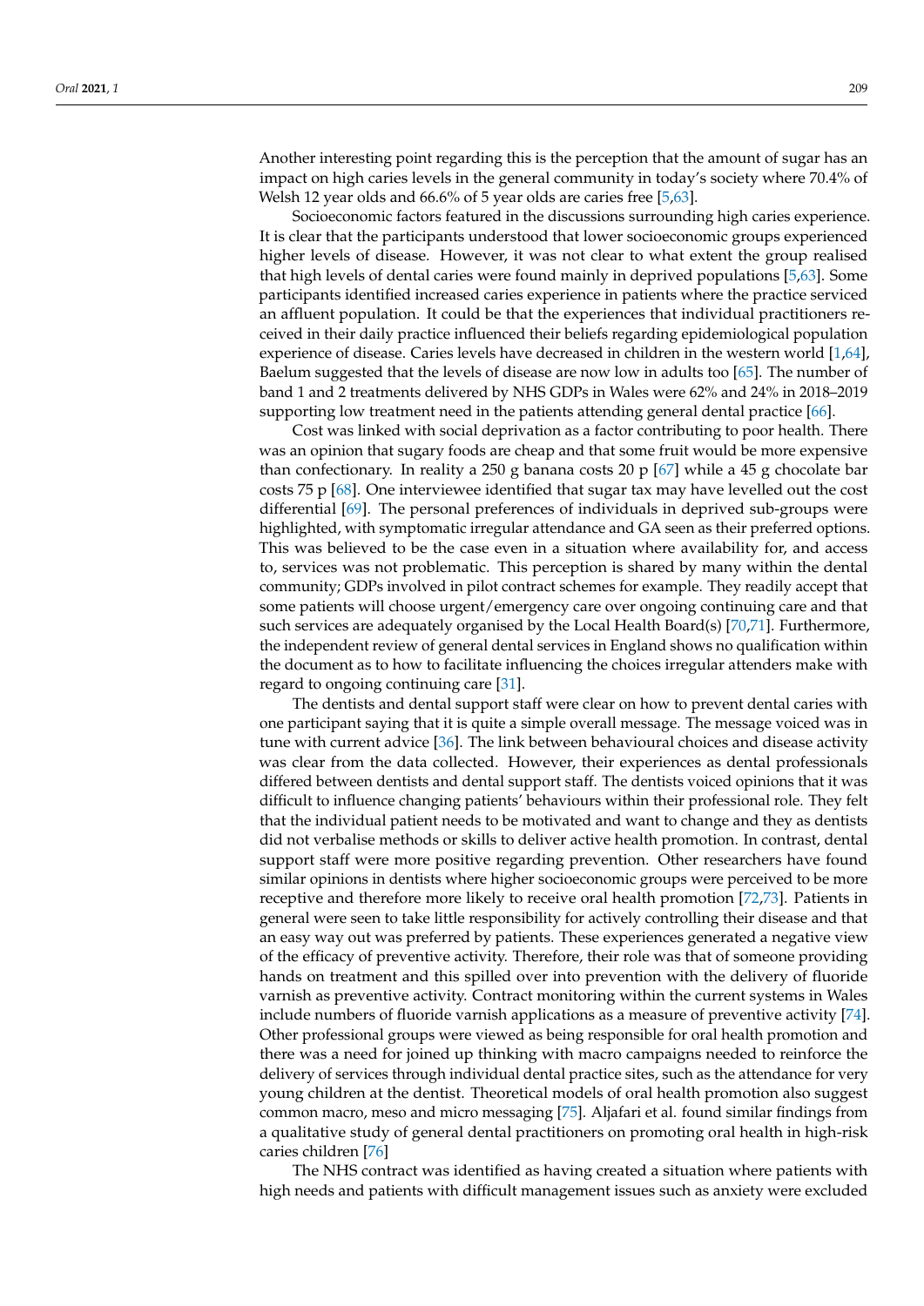Another interesting point regarding this is the perception that the amount of sugar has an impact on high caries levels in the general community in today's society where 70.4% of Welsh 12 year olds and 66.6% of 5 year olds are caries free [5,63].

Socioeconomic factors featured in the discussions surrounding high caries experience. It is clear that the participants understood that lower socioeconomic groups experienced higher levels of disease. However, it was not clear to what extent the group realised that high levels of dental caries were found mainly in deprived populations [5,63]. Some participants identified increased caries experience in patients where the practice serviced an affluent population. It could be that the experiences that individual practitioners received in their daily practice influenced their beliefs regarding epidemiological population experience of disease. Caries levels have decreased in children in the western world [1,64], Baelum suggested that the levels of disease are now low in adults too [65]. The number of band 1 and 2 treatments delivered by NHS GDPs in Wales were 62% and 24% in 2018–2019 supporting low treatment need in the patients attending general dental practice [66].

Cost was linked with social deprivation as a factor contributing to poor health. There was an opinion that sugary foods are cheap and that some fruit would be more expensive than confectionary. In reality a 250 g banana costs 20 p [67] while a 45 g chocolate bar costs 75 p [68]. One interviewee identified that sugar tax may have levelled out the cost differential [69]. The personal preferences of individuals in deprived sub-groups were highlighted, with symptomatic irregular attendance and GA seen as their preferred options. This was believed to be the case even in a situation where availability for, and access to, services was not problematic. This perception is shared by many within the dental community; GDPs involved in pilot contract schemes for example. They readily accept that some patients will choose urgent/emergency care over ongoing continuing care and that such services are adequately organised by the Local Health Board(s) [70,71]. Furthermore, the independent review of general dental services in England shows no qualification within the document as to how to facilitate influencing the choices irregular attenders make with regard to ongoing continuing care [31].

The dentists and dental support staff were clear on how to prevent dental caries with one participant saying that it is quite a simple overall message. The message voiced was in tune with current advice [36]. The link between behavioural choices and disease activity was clear from the data collected. However, their experiences as dental professionals differed between dentists and dental support staff. The dentists voiced opinions that it was difficult to influence changing patients' behaviours within their professional role. They felt that the individual patient needs to be motivated and want to change and they as dentists did not verbalise methods or skills to deliver active health promotion. In contrast, dental support staff were more positive regarding prevention. Other researchers have found similar opinions in dentists where higher socioeconomic groups were perceived to be more receptive and therefore more likely to receive oral health promotion [72,73]. Patients in general were seen to take little responsibility for actively controlling their disease and that an easy way out was preferred by patients. These experiences generated a negative view of the efficacy of preventive activity. Therefore, their role was that of someone providing hands on treatment and this spilled over into prevention with the delivery of fluoride varnish as preventive activity. Contract monitoring within the current systems in Wales include numbers of fluoride varnish applications as a measure of preventive activity [74]. Other professional groups were viewed as being responsible for oral health promotion and there was a need for joined up thinking with macro campaigns needed to reinforce the delivery of services through individual dental practice sites, such as the attendance for very young children at the dentist. Theoretical models of oral health promotion also suggest common macro, meso and micro messaging [75]. Aljafari et al. found similar findings from a qualitative study of general dental practitioners on promoting oral health in high-risk caries children [76]

The NHS contract was identified as having created a situation where patients with high needs and patients with difficult management issues such as anxiety were excluded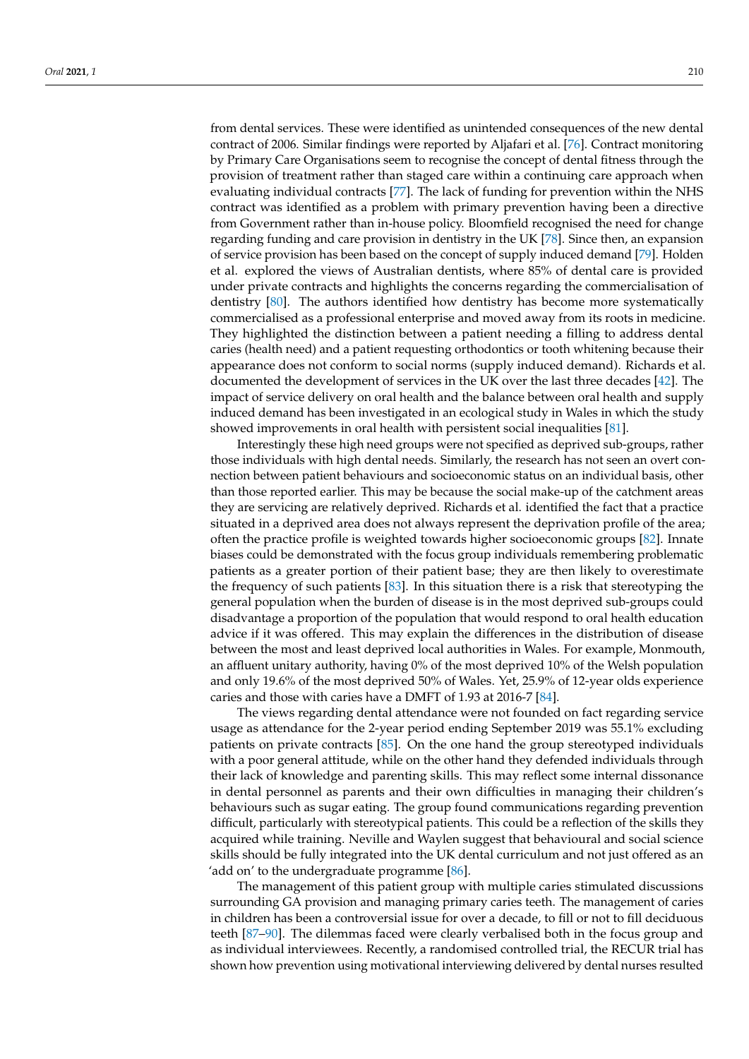from dental services. These were identified as unintended consequences of the new dental contract of 2006. Similar findings were reported by Aljafari et al. [76]. Contract monitoring by Primary Care Organisations seem to recognise the concept of dental fitness through the provision of treatment rather than staged care within a continuing care approach when evaluating individual contracts [77]. The lack of funding for prevention within the NHS contract was identified as a problem with primary prevention having been a directive from Government rather than in-house policy. Bloomfield recognised the need for change regarding funding and care provision in dentistry in the UK [78]. Since then, an expansion of service provision has been based on the concept of supply induced demand [79]. Holden et al. explored the views of Australian dentists, where 85% of dental care is provided under private contracts and highlights the concerns regarding the commercialisation of dentistry [80]. The authors identified how dentistry has become more systematically commercialised as a professional enterprise and moved away from its roots in medicine. They highlighted the distinction between a patient needing a filling to address dental caries (health need) and a patient requesting orthodontics or tooth whitening because their appearance does not conform to social norms (supply induced demand). Richards et al. documented the development of services in the UK over the last three decades [42]. The impact of service delivery on oral health and the balance between oral health and supply induced demand has been investigated in an ecological study in Wales in which the study showed improvements in oral health with persistent social inequalities [81].

Interestingly these high need groups were not specified as deprived sub-groups, rather those individuals with high dental needs. Similarly, the research has not seen an overt connection between patient behaviours and socioeconomic status on an individual basis, other than those reported earlier. This may be because the social make-up of the catchment areas they are servicing are relatively deprived. Richards et al. identified the fact that a practice situated in a deprived area does not always represent the deprivation profile of the area; often the practice profile is weighted towards higher socioeconomic groups [82]. Innate biases could be demonstrated with the focus group individuals remembering problematic patients as a greater portion of their patient base; they are then likely to overestimate the frequency of such patients [83]. In this situation there is a risk that stereotyping the general population when the burden of disease is in the most deprived sub-groups could disadvantage a proportion of the population that would respond to oral health education advice if it was offered. This may explain the differences in the distribution of disease between the most and least deprived local authorities in Wales. For example, Monmouth, an affluent unitary authority, having 0% of the most deprived 10% of the Welsh population and only 19.6% of the most deprived 50% of Wales. Yet, 25.9% of 12-year olds experience caries and those with caries have a DMFT of 1.93 at 2016-7 [84].

The views regarding dental attendance were not founded on fact regarding service usage as attendance for the 2-year period ending September 2019 was 55.1% excluding patients on private contracts [85]. On the one hand the group stereotyped individuals with a poor general attitude, while on the other hand they defended individuals through their lack of knowledge and parenting skills. This may reflect some internal dissonance in dental personnel as parents and their own difficulties in managing their children's behaviours such as sugar eating. The group found communications regarding prevention difficult, particularly with stereotypical patients. This could be a reflection of the skills they acquired while training. Neville and Waylen suggest that behavioural and social science skills should be fully integrated into the UK dental curriculum and not just offered as an 'add on' to the undergraduate programme [86].

The management of this patient group with multiple caries stimulated discussions surrounding GA provision and managing primary caries teeth. The management of caries in children has been a controversial issue for over a decade, to fill or not to fill deciduous teeth [87–90]. The dilemmas faced were clearly verbalised both in the focus group and as individual interviewees. Recently, a randomised controlled trial, the RECUR trial has shown how prevention using motivational interviewing delivered by dental nurses resulted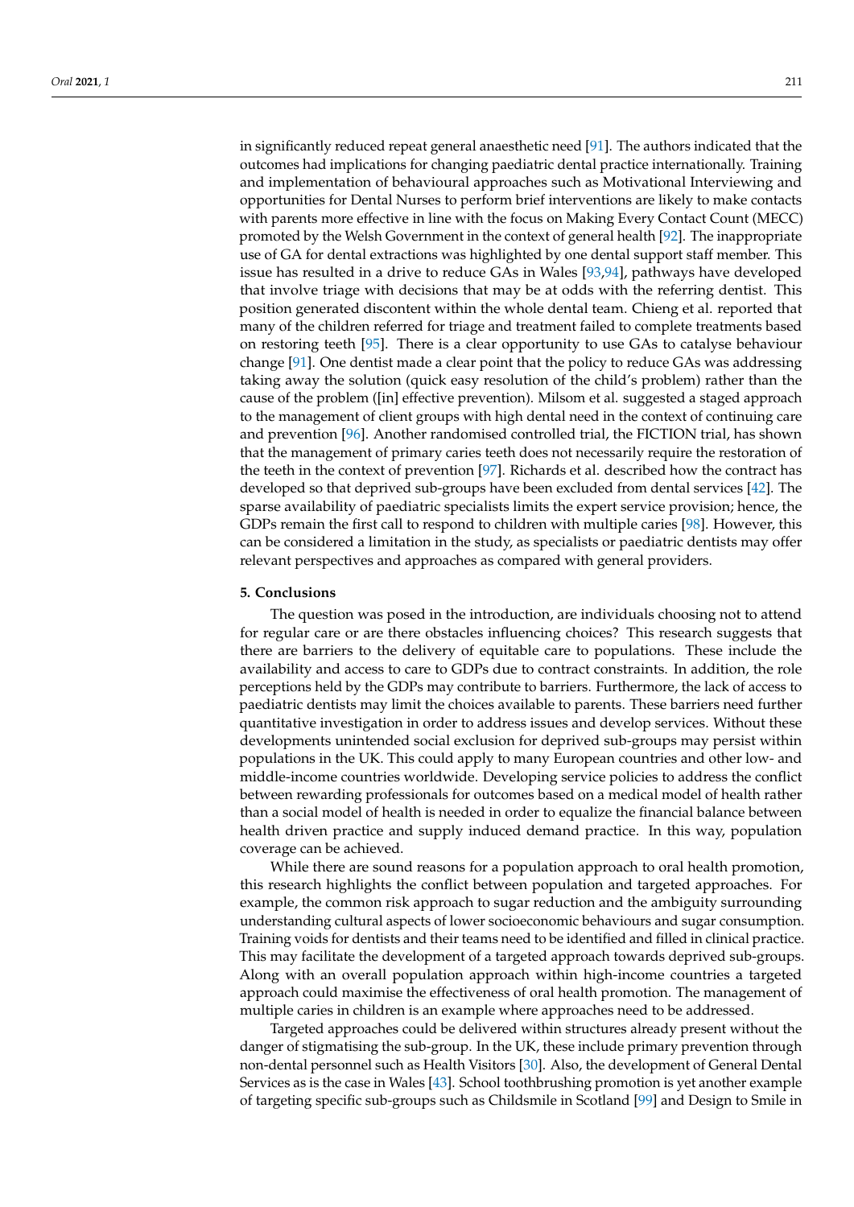in significantly reduced repeat general anaesthetic need [91]. The authors indicated that the outcomes had implications for changing paediatric dental practice internationally. Training and implementation of behavioural approaches such as Motivational Interviewing and opportunities for Dental Nurses to perform brief interventions are likely to make contacts with parents more effective in line with the focus on Making Every Contact Count (MECC) promoted by the Welsh Government in the context of general health [92]. The inappropriate use of GA for dental extractions was highlighted by one dental support staff member. This issue has resulted in a drive to reduce GAs in Wales [93,94], pathways have developed that involve triage with decisions that may be at odds with the referring dentist. This position generated discontent within the whole dental team. Chieng et al. reported that many of the children referred for triage and treatment failed to complete treatments based on restoring teeth [95]. There is a clear opportunity to use GAs to catalyse behaviour change [91]. One dentist made a clear point that the policy to reduce GAs was addressing taking away the solution (quick easy resolution of the child's problem) rather than the cause of the problem ([in] effective prevention). Milsom et al. suggested a staged approach to the management of client groups with high dental need in the context of continuing care and prevention [96]. Another randomised controlled trial, the FICTION trial, has shown that the management of primary caries teeth does not necessarily require the restoration of the teeth in the context of prevention [97]. Richards et al. described how the contract has developed so that deprived sub-groups have been excluded from dental services [42]. The sparse availability of paediatric specialists limits the expert service provision; hence, the GDPs remain the first call to respond to children with multiple caries [98]. However, this can be considered a limitation in the study, as specialists or paediatric dentists may offer relevant perspectives and approaches as compared with general providers.

## 5. Conclusions

The question was posed in the introduction, are individuals choosing not to attend for regular care or are there obstacles influencing choices? This research suggests that there are barriers to the delivery of equitable care to populations. These include the availability and access to care to GDPs due to contract constraints. In addition, the role perceptions held by the GDPs may contribute to barriers. Furthermore, the lack of access to paediatric dentists may limit the choices available to parents. These barriers need further quantitative investigation in order to address issues and develop services. Without these developments unintended social exclusion for deprived sub-groups may persist within populations in the UK. This could apply to many European countries and other low- and middle-income countries worldwide. Developing service policies to address the conflict between rewarding professionals for outcomes based on a medical model of health rather than a social model of health is needed in order to equalize the financial balance between health driven practice and supply induced demand practice. In this way, population coverage can be achieved.

While there are sound reasons for a population approach to oral health promotion, this research highlights the conflict between population and targeted approaches. For example, the common risk approach to sugar reduction and the ambiguity surrounding understanding cultural aspects of lower socioeconomic behaviours and sugar consumption. Training voids for dentists and their teams need to be identified and filled in clinical practice. This may facilitate the development of a targeted approach towards deprived sub-groups. Along with an overall population approach within high-income countries a targeted approach could maximise the effectiveness of oral health promotion. The management of multiple caries in children is an example where approaches need to be addressed.

Targeted approaches could be delivered within structures already present without the danger of stigmatising the sub-group. In the UK, these include primary prevention through non-dental personnel such as Health Visitors [30]. Also, the development of General Dental Services as is the case in Wales [43]. School toothbrushing promotion is yet another example of targeting specific sub-groups such as Childsmile in Scotland [99] and Design to Smile in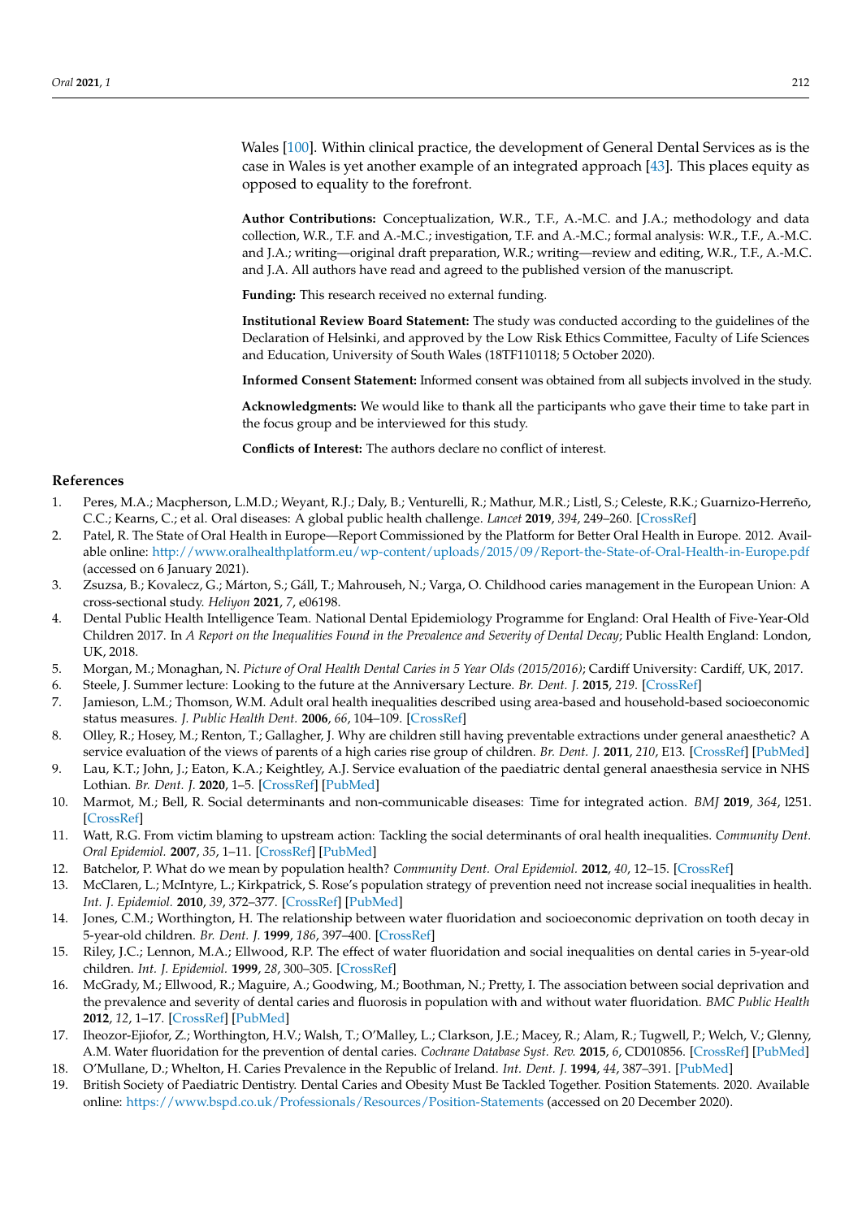Wales [100]. Within clinical practice, the development of General Dental Services as is the case in Wales is yet another example of an integrated approach [43]. This places equity as opposed to equality to the forefront.

**Author Contributions:** Conceptualization, W.R., T.F., A.-M.C. and J.A.; methodology and data collection, W.R., T.F. and A.-M.C.; investigation, T.F. and A.-M.C.; formal analysis: W.R., T.F., A.-M.C. and J.A.; writing—original draft preparation, W.R.; writing—review and editing, W.R., T.F., A.-M.C. and J.A. All authors have read and agreed to the published version of the manuscript.

**Funding:** This research received no external funding.

**Institutional Review Board Statement:** The study was conducted according to the guidelines of the Declaration of Helsinki, and approved by the Low Risk Ethics Committee, Faculty of Life Sciences and Education, University of South Wales (18TF110118; 5 October 2020).

**Informed Consent Statement:** Informed consent was obtained from all subjects involved in the study.

**Acknowledgments:** We would like to thank all the participants who gave their time to take part in the focus group and be interviewed for this study.

**Conflicts of Interest:** The authors declare no conflict of interest.

## References

1. Peres, M.A.; Macpherson, L.M.D.; Weyant, R.J.; Daly, B.; Venturelli, R.; Mathur, M.R.; Listl, S.; Celeste, R.K.; Guarnizo-Herreño, C.C.; Kearns, C.; et al. Oral diseases: A global public health challenge. *Lancet* **2019**, *394*, 249–260. [CrossRef]
2. Patel, R. The State of Oral Health in Europe—Report Commissioned by the Platform for Better Oral Health in Europe. 2012. Available online: http://www.oralhealthplatform.eu/wp-content/uploads/2015/09/Report-the-State-of-Oral-Health-in-Europe.pdf (accessed on 6 January 2021).
3. Zsuzsa, B.; Kovalecz, G.; Márton, S.; Gáll, T.; Mahrouseh, N.; Varga, O. Childhood caries management in the European Union: A cross-sectional study. *Heliyon* **2021**, *7*, e06198.
4. Dental Public Health Intelligence Team. National Dental Epidemiology Programme for England: Oral Health of Five-Year-Old Children 2017. In *A Report on the Inequalities Found in the Prevalence and Severity of Dental Decay*; Public Health England: London, UK, 2018.
5. Morgan, M.; Monaghan, N. *Picture of Oral Health Dental Caries in 5 Year Olds (2015/2016)*; Cardiff University: Cardiff, UK, 2017.
6. Steele, J. Summer lecture: Looking to the future at the Anniversary Lecture. *Br. Dent. J.* **2015**, *219*. [CrossRef]
7. Jamieson, L.M.; Thomson, W.M. Adult oral health inequalities described using area-based and household-based socioeconomic status measures. *J. Public Health Dent.* **2006**, *66*, 104–109. [CrossRef]
8. Olley, R.; Hosey, M.; Renton, T.; Gallagher, J. Why are children still having preventable extractions under general anaesthetic? A service evaluation of the views of parents of a high caries rise group of children. *Br. Dent. J.* **2011**, *210*, E13. [CrossRef] [PubMed]
9. Lau, K.T.; John, J.; Eaton, K.A.; Keightley, A.J. Service evaluation of the paediatric dental general anaesthesia service in NHS Lothian. *Br. Dent. J.* **2020**, 1–5. [CrossRef] [PubMed]
10. Marmot, M.; Bell, R. Social determinants and non-communicable diseases: Time for integrated action. *BMJ* **2019**, *364*, l251. [CrossRef]
11. Watt, R.G. From victim blaming to upstream action: Tackling the social determinants of oral health inequalities. *Community Dent. Oral Epidemiol.* **2007**, *35*, 1–11. [CrossRef] [PubMed]
12. Batchelor, P. What do we mean by population health? *Community Dent. Oral Epidemiol.* **2012**, *40*, 12–15. [CrossRef]
13. McClaren, L.; McIntyre, L.; Kirkpatrick, S. Rose's population strategy of prevention need not increase social inequalities in health. *Int. J. Epidemiol.* **2010**, *39*, 372–377. [CrossRef] [PubMed]
14. Jones, C.M.; Worthington, H. The relationship between water fluoridation and socioeconomic deprivation on tooth decay in 5-year-old children. *Br. Dent. J.* **1999**, *186*, 397–400. [CrossRef]
15. Riley, J.C.; Lennon, M.A.; Ellwood, R.P. The effect of water fluoridation and social inequalities on dental caries in 5-year-old children. *Int. J. Epidemiol.* **1999**, *28*, 300–305. [CrossRef]
16. McGrady, M.; Ellwood, R.; Maguire, A.; Goodwing, M.; Boothman, N.; Pretty, I. The association between social deprivation and the prevalence and severity of dental caries and fluorosis in population with and without water fluoridation. *BMC Public Health* **2012**, *12*, 1–17. [CrossRef] [PubMed]
17. Iheozor-Ejiofor, Z.; Worthington, H.V.; Walsh, T.; O'Malley, L.; Clarkson, J.E.; Macey, R.; Alam, R.; Tugwell, P.; Welch, V.; Glenny, A.M. Water fluoridation for the prevention of dental caries. *Cochrane Database Syst. Rev.* **2015**, *6*, CD010856. [CrossRef] [PubMed]
18. O'Mullane, D.; Whelton, H. Caries Prevalence in the Republic of Ireland. *Int. Dent. J.* **1994**, *44*, 387–391. [PubMed]
19. British Society of Paediatric Dentistry. Dental Caries and Obesity Must Be Tackled Together. Position Statements. 2020. Available online: https://www.bspd.co.uk/Professionals/Resources/Position-Statements (accessed on 20 December 2020).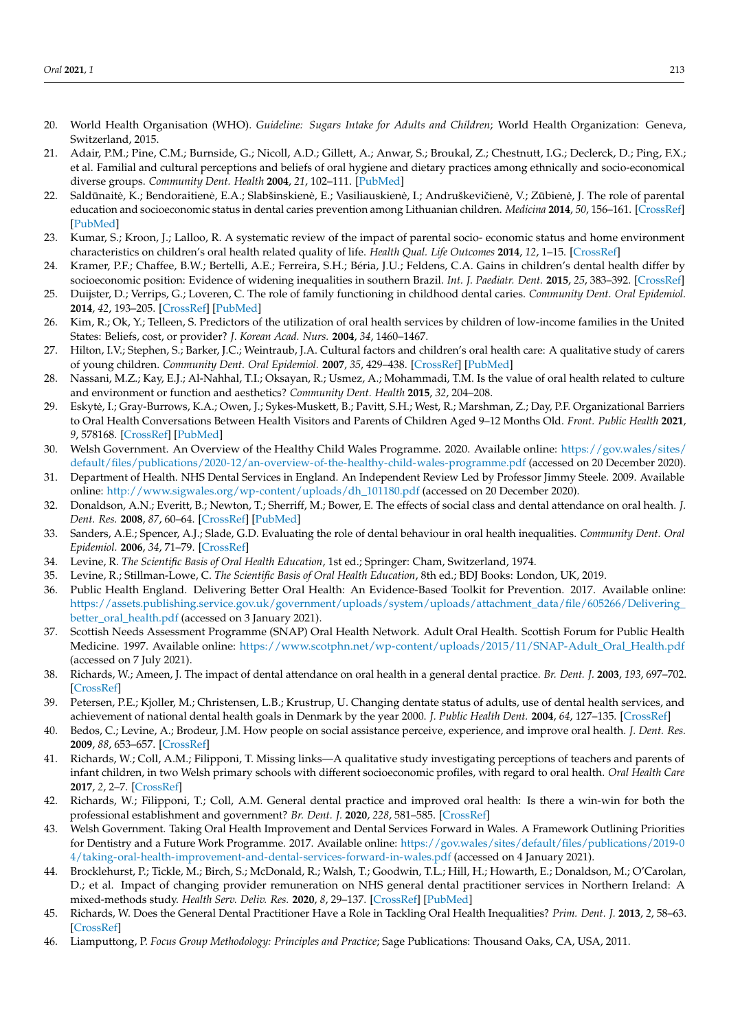20. World Health Organisation (WHO). *Guideline: Sugars Intake for Adults and Children*; World Health Organization: Geneva, Switzerland, 2015.
21. Adair, P.M.; Pine, C.M.; Burnside, G.; Nicoll, A.D.; Gillett, A.; Anwar, S.; Broukal, Z.; Chestnutt, I.G.; Declerck, D.; Ping, F.X.; et al. Familial and cultural perceptions and beliefs of oral hygiene and dietary practices among ethnically and socio-economical diverse groups. *Community Dent. Health* **2004**, *21*, 102–111. [PubMed]
22. Saldūnaitė, K.; Bendoraitienė, E.A.; Slabšinskienė, E.; Vasiliauskienė, I.; Andruškevičienė, V.; Zūbienė, J. The role of parental education and socioeconomic status in dental caries prevention among Lithuanian children. *Medicina* **2014**, *50*, 156–161. [CrossRef] [PubMed]
23. Kumar, S.; Kroon, J.; Lalloo, R. A systematic review of the impact of parental socio- economic status and home environment characteristics on children's oral health related quality of life. *Health Qual. Life Outcomes* **2014**, *12*, 1–15. [CrossRef]
24. Kramer, P.F.; Chaffee, B.W.; Bertelli, A.E.; Ferreira, S.H.; Béria, J.U.; Feldens, C.A. Gains in children's dental health differ by socioeconomic position: Evidence of widening inequalities in southern Brazil. *Int. J. Paediatr. Dent.* **2015**, *25*, 383–392. [CrossRef]
25. Duijster, D.; Verrips, G.; Loveren, C. The role of family functioning in childhood dental caries. *Community Dent. Oral Epidemiol.* **2014**, *42*, 193–205. [CrossRef] [PubMed]
26. Kim, R.; Ok, Y.; Telleen, S. Predictors of the utilization of oral health services by children of low-income families in the United States: Beliefs, cost, or provider? *J. Korean Acad. Nurs.* **2004**, *34*, 1460–1467.
27. Hilton, I.V.; Stephen, S.; Barker, J.C.; Weintraub, J.A. Cultural factors and children's oral health care: A qualitative study of carers of young children. *Community Dent. Oral Epidemiol.* **2007**, *35*, 429–438. [CrossRef] [PubMed]
28. Nassani, M.Z.; Kay, E.J.; Al-Nahhal, T.I.; Oksayan, R.; Usmez, A.; Mohammadi, T.M. Is the value of oral health related to culture and environment or function and aesthetics? *Community Dent. Health* **2015**, *32*, 204–208.
29. Eskytė, I.; Gray-Burrows, K.A.; Owen, J.; Sykes-Muskett, B.; Pavitt, S.H.; West, R.; Marshman, Z.; Day, P.F. Organizational Barriers to Oral Health Conversations Between Health Visitors and Parents of Children Aged 9–12 Months Old. *Front. Public Health* **2021**, *9*, 578168. [CrossRef] [PubMed]
30. Welsh Government. An Overview of the Healthy Child Wales Programme. 2020. Available online: https://gov.wales/sites/default/files/publications/2020-12/an-overview-of-the-healthy-child-wales-programme.pdf (accessed on 20 December 2020).
31. Department of Health. NHS Dental Services in England. An Independent Review Led by Professor Jimmy Steele. 2009. Available online: http://www.sigwales.org/wp-content/uploads/dh_101180.pdf (accessed on 20 December 2020).
32. Donaldson, A.N.; Everitt, B.; Newton, T.; Sherriff, M.; Bower, E. The effects of social class and dental attendance on oral health. *J. Dent. Res.* **2008**, *87*, 60–64. [CrossRef] [PubMed]
33. Sanders, A.E.; Spencer, A.J.; Slade, G.D. Evaluating the role of dental behaviour in oral health inequalities. *Community Dent. Oral Epidemiol.* **2006**, *34*, 71–79. [CrossRef]
34. Levine, R. *The Scientific Basis of Oral Health Education*, 1st ed.; Springer: Cham, Switzerland, 1974.
35. Levine, R.; Stillman-Lowe, C. *The Scientific Basis of Oral Health Education*, 8th ed.; BDJ Books: London, UK, 2019.
36. Public Health England. Delivering Better Oral Health: An Evidence-Based Toolkit for Prevention. 2017. Available online: https://assets.publishing.service.gov.uk/government/uploads/system/uploads/attachment_data/file/605266/Delivering_better_oral_health.pdf (accessed on 3 January 2021).
37. Scottish Needs Assessment Programme (SNAP) Oral Health Network. Adult Oral Health. Scottish Forum for Public Health Medicine. 1997. Available online: https://www.scotphn.net/wp-content/uploads/2015/11/SNAP-Adult_Oral_Health.pdf (accessed on 7 July 2021).
38. Richards, W.; Ameen, J. The impact of dental attendance on oral health in a general dental practice. *Br. Dent. J.* **2003**, *193*, 697–702. [CrossRef]
39. Petersen, P.E.; Kjoller, M.; Christensen, L.B.; Krustrup, U. Changing dentate status of adults, use of dental health services, and achievement of national dental health goals in Denmark by the year 2000. *J. Public Health Dent.* **2004**, *64*, 127–135. [CrossRef]
40. Bedos, C.; Levine, A.; Brodeur, J.M. How people on social assistance perceive, experience, and improve oral health. *J. Dent. Res.* **2009**, *88*, 653–657. [CrossRef]
41. Richards, W.; Coll, A.M.; Filipponi, T. Missing links—A qualitative study investigating perceptions of teachers and parents of infant children, in two Welsh primary schools with different socioeconomic profiles, with regard to oral health. *Oral Health Care* **2017**, *2*, 2–7. [CrossRef]
42. Richards, W.; Filipponi, T.; Coll, A.M. General dental practice and improved oral health: Is there a win-win for both the professional establishment and government? *Br. Dent. J.* **2020**, *228*, 581–585. [CrossRef]
43. Welsh Government. Taking Oral Health Improvement and Dental Services Forward in Wales. A Framework Outlining Priorities for Dentistry and a Future Work Programme. 2017. Available online: https://gov.wales/sites/default/files/publications/2019-04/taking-oral-health-improvement-and-dental-services-forward-in-wales.pdf (accessed on 4 January 2021).
44. Brocklehurst, P.; Tickle, M.; Birch, S.; McDonald, R.; Walsh, T.; Goodwin, T.L.; Hill, H.; Howarth, E.; Donaldson, M.; O'Carolan, D.; et al. Impact of changing provider remuneration on NHS general dental practitioner services in Northern Ireland: A mixed-methods study. *Health Serv. Deliv. Res.* **2020**, *8*, 29–137. [CrossRef] [PubMed]
45. Richards, W. Does the General Dental Practitioner Have a Role in Tackling Oral Health Inequalities? *Prim. Dent. J.* **2013**, *2*, 58–63. [CrossRef]
46. Liamputtong, P. *Focus Group Methodology: Principles and Practice*; Sage Publications: Thousand Oaks, CA, USA, 2011.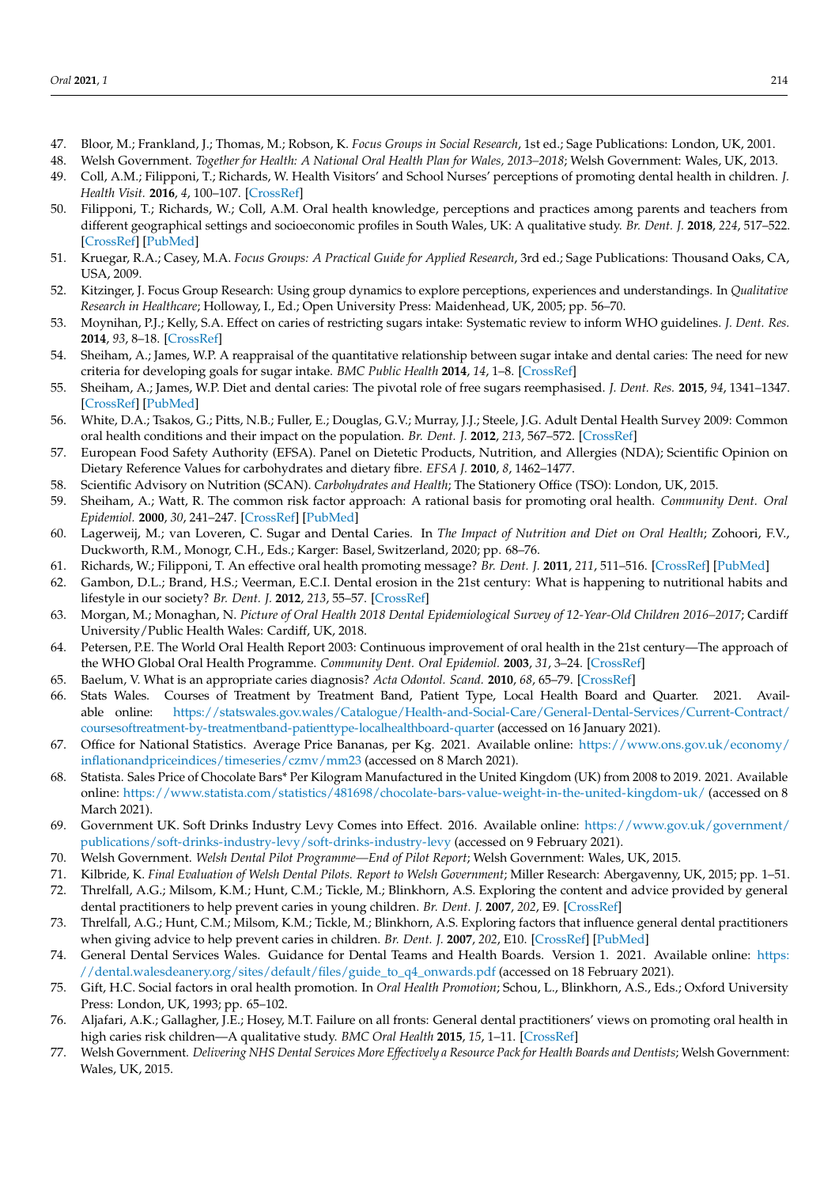47. Bloor, M.; Frankland, J.; Thomas, M.; Robson, K. *Focus Groups in Social Research*, 1st ed.; Sage Publications: London, UK, 2001.
48. Welsh Government. *Together for Health: A National Oral Health Plan for Wales, 2013–2018*; Welsh Government: Wales, UK, 2013.
49. Coll, A.M.; Filipponi, T.; Richards, W. Health Visitors' and School Nurses' perceptions of promoting dental health in children. *J. Health Visit.* **2016**, *4*, 100–107. [CrossRef]
50. Filipponi, T.; Richards, W.; Coll, A.M. Oral health knowledge, perceptions and practices among parents and teachers from different geographical settings and socioeconomic profiles in South Wales, UK: A qualitative study. *Br. Dent. J.* **2018**, *224*, 517–522. [CrossRef] [PubMed]
51. Kruegar, R.A.; Casey, M.A. *Focus Groups: A Practical Guide for Applied Research*, 3rd ed.; Sage Publications: Thousand Oaks, CA, USA, 2009.
52. Kitzinger, J. Focus Group Research: Using group dynamics to explore perceptions, experiences and understandings. In *Qualitative Research in Healthcare*; Holloway, I., Ed.; Open University Press: Maidenhead, UK, 2005; pp. 56–70.
53. Moynihan, P.J.; Kelly, S.A. Effect on caries of restricting sugars intake: Systematic review to inform WHO guidelines. *J. Dent. Res.* **2014**, *93*, 8–18. [CrossRef]
54. Sheiham, A.; James, W.P. A reappraisal of the quantitative relationship between sugar intake and dental caries: The need for new criteria for developing goals for sugar intake. *BMC Public Health* **2014**, *14*, 1–8. [CrossRef]
55. Sheiham, A.; James, W.P. Diet and dental caries: The pivotal role of free sugars reemphasised. *J. Dent. Res.* **2015**, *94*, 1341–1347. [CrossRef] [PubMed]
56. White, D.A.; Tsakos, G.; Pitts, N.B.; Fuller, E.; Douglas, G.V.; Murray, J.J.; Steele, J.G. Adult Dental Health Survey 2009: Common oral health conditions and their impact on the population. *Br. Dent. J.* **2012**, *213*, 567–572. [CrossRef]
57. European Food Safety Authority (EFSA). Panel on Dietetic Products, Nutrition, and Allergies (NDA); Scientific Opinion on Dietary Reference Values for carbohydrates and dietary fibre. *EFSA J.* **2010**, *8*, 1462–1477.
58. Scientific Advisory on Nutrition (SCAN). *Carbohydrates and Health*; The Stationery Office (TSO): London, UK, 2015.
59. Sheiham, A.; Watt, R. The common risk factor approach: A rational basis for promoting oral health. *Community Dent. Oral Epidemiol.* **2000**, *30*, 241–247. [CrossRef] [PubMed]
60. Lagerweij, M.; van Loveren, C. Sugar and Dental Caries. In *The Impact of Nutrition and Diet on Oral Health*; Zohoori, F.V., Duckworth, R.M., Monogr, C.H., Eds.; Karger: Basel, Switzerland, 2020; pp. 68–76.
61. Richards, W.; Filipponi, T. An effective oral health promoting message? *Br. Dent. J.* **2011**, *211*, 511–516. [CrossRef] [PubMed]
62. Gambon, D.L.; Brand, H.S.; Veerman, E.C.I. Dental erosion in the 21st century: What is happening to nutritional habits and lifestyle in our society? *Br. Dent. J.* **2012**, *213*, 55–57. [CrossRef]
63. Morgan, M.; Monaghan, N. *Picture of Oral Health 2018 Dental Epidemiological Survey of 12-Year-Old Children 2016–2017*; Cardiff University/Public Health Wales: Cardiff, UK, 2018.
64. Petersen, P.E. The World Oral Health Report 2003: Continuous improvement of oral health in the 21st century—The approach of the WHO Global Oral Health Programme. *Community Dent. Oral Epidemiol.* **2003**, *31*, 3–24. [CrossRef]
65. Baelum, V. What is an appropriate caries diagnosis? *Acta Odontol. Scand.* **2010**, *68*, 65–79. [CrossRef]
66. Stats Wales. Courses of Treatment by Treatment Band, Patient Type, Local Health Board and Quarter. 2021. Available online: https://statswales.gov.wales/Catalogue/Health-and-Social-Care/General-Dental-Services/Current-Contract/coursesoftreatment-by-treatmentband-patienttype-localhealthboard-quarter (accessed on 16 January 2021).
67. Office for National Statistics. Average Price Bananas, per Kg. 2021. Available online: https://www.ons.gov.uk/economy/inflationandpriceindices/timeseries/czmv/mm23 (accessed on 8 March 2021).
68. Statista. Sales Price of Chocolate Bars* Per Kilogram Manufactured in the United Kingdom (UK) from 2008 to 2019. 2021. Available online: https://www.statista.com/statistics/481698/chocolate-bars-value-weight-in-the-united-kingdom-uk/ (accessed on 8 March 2021).
69. Government UK. Soft Drinks Industry Levy Comes into Effect. 2016. Available online: https://www.gov.uk/government/publications/soft-drinks-industry-levy/soft-drinks-industry-levy (accessed on 9 February 2021).
70. Welsh Government. *Welsh Dental Pilot Programme—End of Pilot Report*; Welsh Government: Wales, UK, 2015.
71. Kilbride, K. *Final Evaluation of Welsh Dental Pilots. Report to Welsh Government*; Miller Research: Abergavenny, UK, 2015; pp. 1–51.
72. Threlfall, A.G.; Milsom, K.M.; Hunt, C.M.; Tickle, M.; Blinkhorn, A.S. Exploring the content and advice provided by general dental practitioners to help prevent caries in young children. *Br. Dent. J.* **2007**, *202*, E9. [CrossRef]
73. Threlfall, A.G.; Hunt, C.M.; Milsom, K.M.; Tickle, M.; Blinkhorn, A.S. Exploring factors that influence general dental practitioners when giving advice to help prevent caries in children. *Br. Dent. J.* **2007**, *202*, E10. [CrossRef] [PubMed]
74. General Dental Services Wales. Guidance for Dental Teams and Health Boards. Version 1. 2021. Available online: https://dental.walesdeanery.org/sites/default/files/guide_to_q4_onwards.pdf (accessed on 18 February 2021).
75. Gift, H.C. Social factors in oral health promotion. In *Oral Health Promotion*; Schou, L., Blinkhorn, A.S., Eds.; Oxford University Press: London, UK, 1993; pp. 65–102.
76. Aljafari, A.K.; Gallagher, J.E.; Hosey, M.T. Failure on all fronts: General dental practitioners' views on promoting oral health in high caries risk children—A qualitative study. *BMC Oral Health* **2015**, *15*, 1–11. [CrossRef]
77. Welsh Government. *Delivering NHS Dental Services More Effectively a Resource Pack for Health Boards and Dentists*; Welsh Government: Wales, UK, 2015.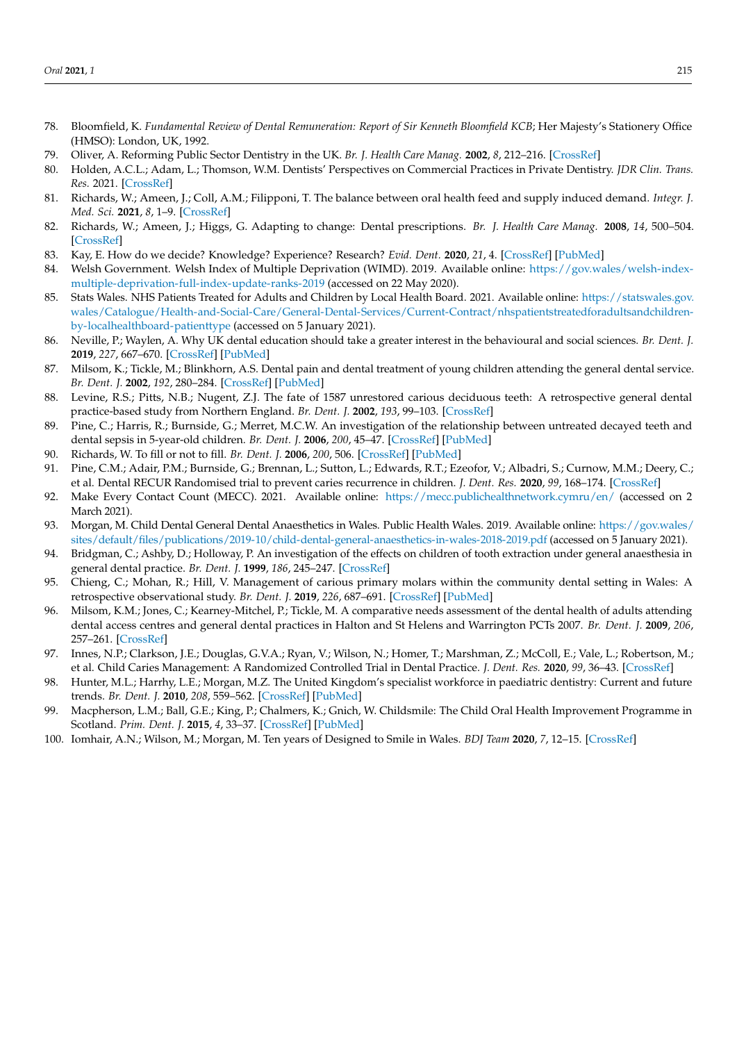78. Bloomfield, K. *Fundamental Review of Dental Remuneration: Report of Sir Kenneth Bloomfield KCB*; Her Majesty's Stationery Office (HMSO): London, UK, 1992.
79. Oliver, A. Reforming Public Sector Dentistry in the UK. *Br. J. Health Care Manag.* **2002**, *8*, 212–216. [CrossRef]
80. Holden, A.C.L.; Adam, L.; Thomson, W.M. Dentists' Perspectives on Commercial Practices in Private Dentistry. *JDR Clin. Trans. Res.* 2021. [CrossRef]
81. Richards, W.; Ameen, J.; Coll, A.M.; Filipponi, T. The balance between oral health feed and supply induced demand. *Integr. J. Med. Sci.* **2021**, *8*, 1–9. [CrossRef]
82. Richards, W.; Ameen, J.; Higgs, G. Adapting to change: Dental prescriptions. *Br. J. Health Care Manag.* **2008**, *14*, 500–504. [CrossRef]
83. Kay, E. How do we decide? Knowledge? Experience? Research? *Evid. Dent.* **2020**, *21*, 4. [CrossRef] [PubMed]
84. Welsh Government. Welsh Index of Multiple Deprivation (WIMD). 2019. Available online: https://gov.wales/welsh-index-multiple-deprivation-full-index-update-ranks-2019 (accessed on 22 May 2020).
85. Stats Wales. NHS Patients Treated for Adults and Children by Local Health Board. 2021. Available online: https://statswales.gov.wales/Catalogue/Health-and-Social-Care/General-Dental-Services/Current-Contract/nhspatientstreatedforadultsandchildren-by-localhealthboard-patienttype (accessed on 5 January 2021).
86. Neville, P.; Waylen, A. Why UK dental education should take a greater interest in the behavioural and social sciences. *Br. Dent. J.* **2019**, *227*, 667–670. [CrossRef] [PubMed]
87. Milsom, K.; Tickle, M.; Blinkhorn, A.S. Dental pain and dental treatment of young children attending the general dental service. *Br. Dent. J.* **2002**, *192*, 280–284. [CrossRef] [PubMed]
88. Levine, R.S.; Pitts, N.B.; Nugent, Z.J. The fate of 1587 unrestored carious deciduous teeth: A retrospective general dental practice-based study from Northern England. *Br. Dent. J.* **2002**, *193*, 99–103. [CrossRef]
89. Pine, C.; Harris, R.; Burnside, G.; Merret, M.C.W. An investigation of the relationship between untreated decayed teeth and dental sepsis in 5-year-old children. *Br. Dent. J.* **2006**, *200*, 45–47. [CrossRef] [PubMed]
90. Richards, W. To fill or not to fill. *Br. Dent. J.* **2006**, *200*, 506. [CrossRef] [PubMed]
91. Pine, C.M.; Adair, P.M.; Burnside, G.; Brennan, L.; Sutton, L.; Edwards, R.T.; Ezeofor, V.; Albadri, S.; Curnow, M.M.; Deery, C.; et al. Dental RECUR Randomised trial to prevent caries recurrence in children. *J. Dent. Res.* **2020**, *99*, 168–174. [CrossRef]
92. Make Every Contact Count (MECC). 2021. Available online: https://mecc.publichealthnetwork.cymru/en/ (accessed on 2 March 2021).
93. Morgan, M. Child Dental General Dental Anaesthetics in Wales. Public Health Wales. 2019. Available online: https://gov.wales/sites/default/files/publications/2019-10/child-dental-general-anaesthetics-in-wales-2018-2019.pdf (accessed on 5 January 2021).
94. Bridgman, C.; Ashby, D.; Holloway, P. An investigation of the effects on children of tooth extraction under general anaesthesia in general dental practice. *Br. Dent. J.* **1999**, *186*, 245–247. [CrossRef]
95. Chieng, C.; Mohan, R.; Hill, V. Management of carious primary molars within the community dental setting in Wales: A retrospective observational study. *Br. Dent. J.* **2019**, *226*, 687–691. [CrossRef] [PubMed]
96. Milsom, K.M.; Jones, C.; Kearney-Mitchel, P.; Tickle, M. A comparative needs assessment of the dental health of adults attending dental access centres and general dental practices in Halton and St Helens and Warrington PCTs 2007. *Br. Dent. J.* **2009**, *206*, 257–261. [CrossRef]
97. Innes, N.P.; Clarkson, J.E.; Douglas, G.V.A.; Ryan, V.; Wilson, N.; Homer, T.; Marshman, Z.; McColl, E.; Vale, L.; Robertson, M.; et al. Child Caries Management: A Randomized Controlled Trial in Dental Practice. *J. Dent. Res.* **2020**, *99*, 36–43. [CrossRef]
98. Hunter, M.L.; Harrhy, L.E.; Morgan, M.Z. The United Kingdom's specialist workforce in paediatric dentistry: Current and future trends. *Br. Dent. J.* **2010**, *208*, 559–562. [CrossRef] [PubMed]
99. Macpherson, L.M.; Ball, G.E.; King, P.; Chalmers, K.; Gnich, W. Childsmile: The Child Oral Health Improvement Programme in Scotland. *Prim. Dent. J.* **2015**, *4*, 33–37. [CrossRef] [PubMed]
100. Iomhair, A.N.; Wilson, M.; Morgan, M. Ten years of Designed to Smile in Wales. *BDJ Team* **2020**, *7*, 12–15. [CrossRef]